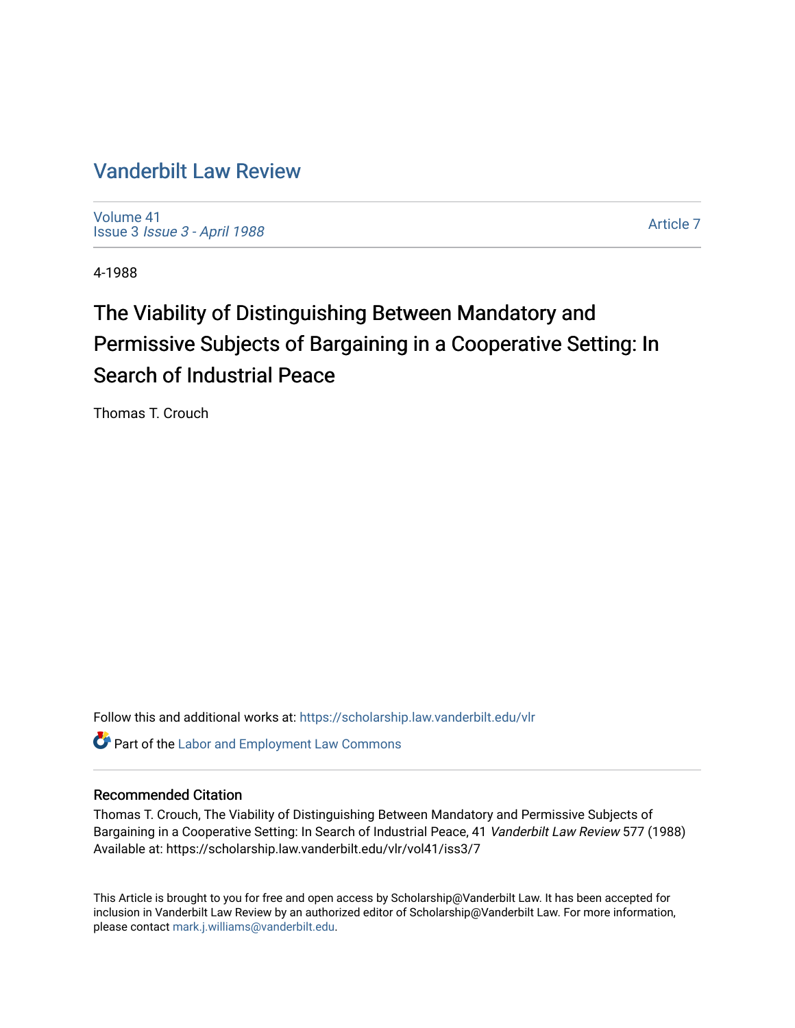# Vanderbilt Law Review

Volume 41
Issue 3 *Issue 3 - April 1988*

Article 7

4-1988

## The Viability of Distinguishing Between Mandatory and Permissive Subjects of Bargaining in a Cooperative Setting: In Search of Industrial Peace

Thomas T. Crouch

Follow this and additional works at: https://scholarship.law.vanderbilt.edu/vlr

Part of the Labor and Employment Law Commons

### Recommended Citation

Thomas T. Crouch, The Viability of Distinguishing Between Mandatory and Permissive Subjects of Bargaining in a Cooperative Setting: In Search of Industrial Peace, 41 *Vanderbilt Law Review* 577 (1988)
Available at: https://scholarship.law.vanderbilt.edu/vlr/vol41/iss3/7

This Article is brought to you for free and open access by Scholarship@Vanderbilt Law. It has been accepted for inclusion in Vanderbilt Law Review by an authorized editor of Scholarship@Vanderbilt Law. For more information, please contact mark.j.williams@vanderbilt.edu.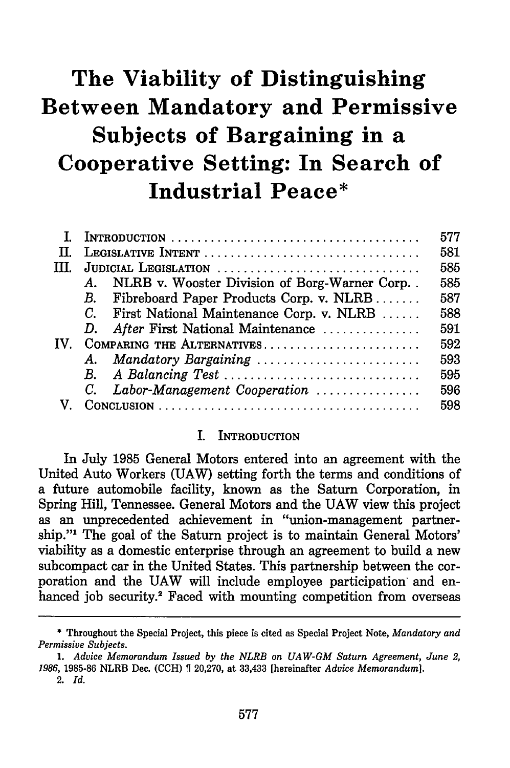# The Viability of Distinguishing Between Mandatory and Permissive Subjects of Bargaining in a Cooperative Setting: In Search of Industrial Peace*

| | | |
|---|---|---|
| I. | INTRODUCTION | 577 |
| II. | LEGISLATIVE INTENT | 581 |
| III. | JUDICIAL LEGISLATION | 585 |
| | A. NLRB v. Wooster Division of Borg-Warner Corp. | 585 |
| | B. Fibreboard Paper Products Corp. v. NLRB | 587 |
| | C. First National Maintenance Corp. v. NLRB | 588 |
| | D. *After* First National Maintenance | 591 |
| IV. | COMPARING THE ALTERNATIVES | 592 |
| | A. *Mandatory Bargaining* | 593 |
| | B. *A Balancing Test* | 595 |
| | C. *Labor-Management Cooperation* | 596 |
| V. | CONCLUSION | 598 |

## I. INTRODUCTION

In July 1985 General Motors entered into an agreement with the United Auto Workers (UAW) setting forth the terms and conditions of a future automobile facility, known as the Saturn Corporation, in Spring Hill, Tennessee. General Motors and the UAW view this project as an unprecedented achievement in "union-management partnership."[1] The goal of the Saturn project is to maintain General Motors' viability as a domestic enterprise through an agreement to build a new subcompact car in the United States. This partnership between the corporation and the UAW will include employee participation and enhanced job security.[2] Faced with mounting competition from overseas

---

\* Throughout the Special Project, this piece is cited as Special Project Note, *Mandatory and Permissive Subjects.*

1. *Advice Memorandum Issued by the NLRB on UAW-GM Saturn Agreement, June 2, 1986*, 1985-86 NLRB Dec. (CCH) ¶ 20,270, at 33,433 [hereinafter *Advice Memorandum*].

2. *Id.*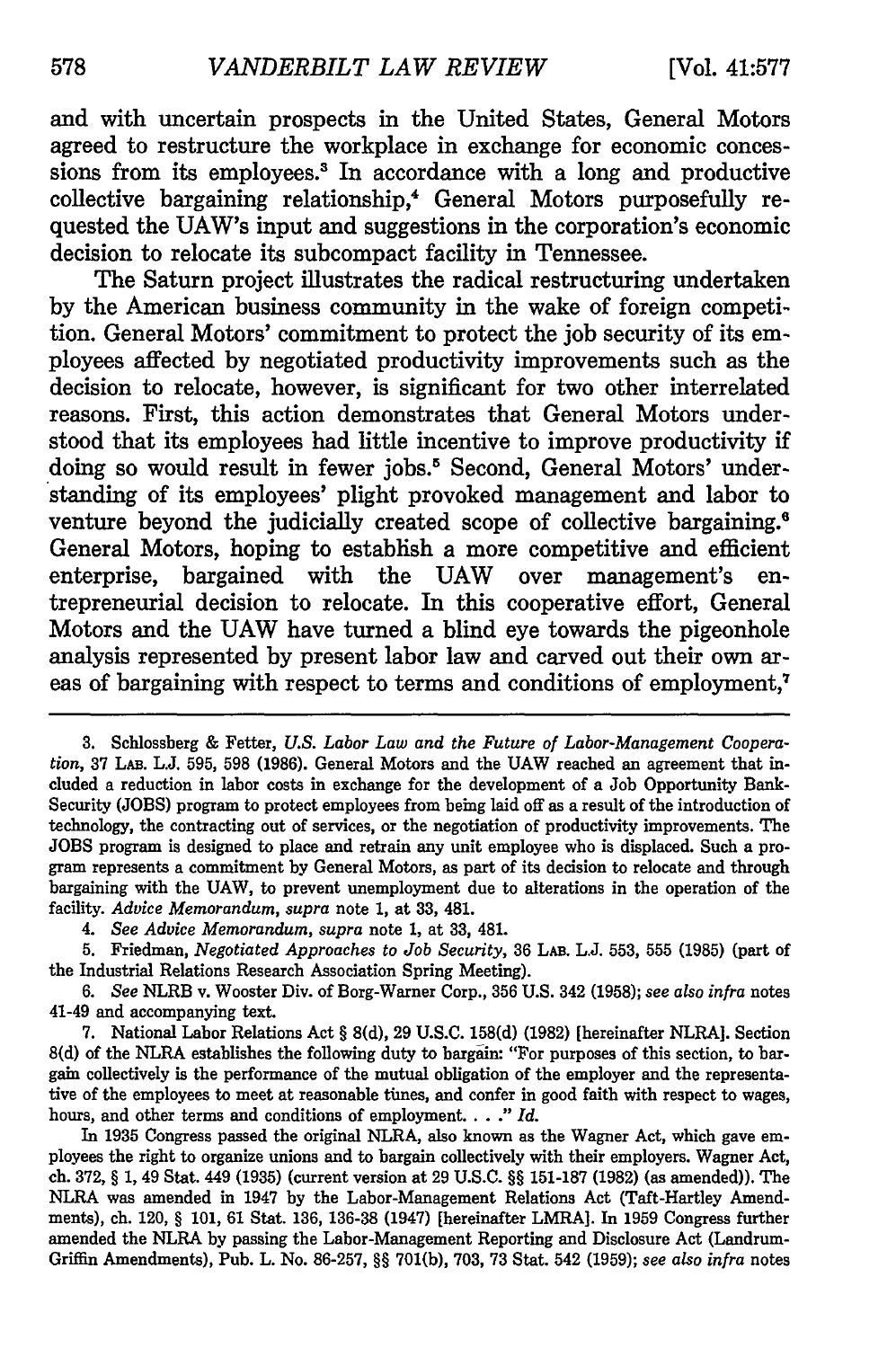and with uncertain prospects in the United States, General Motors agreed to restructure the workplace in exchange for economic concessions from its employees.[3] In accordance with a long and productive collective bargaining relationship,[4] General Motors purposefully requested the UAW's input and suggestions in the corporation's economic decision to relocate its subcompact facility in Tennessee.

The Saturn project illustrates the radical restructuring undertaken by the American business community in the wake of foreign competition. General Motors' commitment to protect the job security of its employees affected by negotiated productivity improvements such as the decision to relocate, however, is significant for two other interrelated reasons. First, this action demonstrates that General Motors understood that its employees had little incentive to improve productivity if doing so would result in fewer jobs.[5] Second, General Motors' understanding of its employees' plight provoked management and labor to venture beyond the judicially created scope of collective bargaining.[6] General Motors, hoping to establish a more competitive and efficient enterprise, bargained with the UAW over management's entrepreneurial decision to relocate. In this cooperative effort, General Motors and the UAW have turned a blind eye towards the pigeonhole analysis represented by present labor law and carved out their own areas of bargaining with respect to terms and conditions of employment,[7]

3. Schlossberg & Fetter, *U.S. Labor Law and the Future of Labor-Management Cooperation*, 37 LAB. L.J. 595, 598 (1986). General Motors and the UAW reached an agreement that included a reduction in labor costs in exchange for the development of a Job Opportunity Bank-Security (JOBS) program to protect employees from being laid off as a result of the introduction of technology, the contracting out of services, or the negotiation of productivity improvements. The JOBS program is designed to place and retrain any unit employee who is displaced. Such a program represents a commitment by General Motors, as part of its decision to relocate and through bargaining with the UAW, to prevent unemployment due to alterations in the operation of the facility. *Advice Memorandum, supra* note 1, at 33, 481.

4. *See Advice Memorandum, supra* note 1, at 33, 481.

5. Friedman, *Negotiated Approaches to Job Security*, 36 LAB. L.J. 553, 555 (1985) (part of the Industrial Relations Research Association Spring Meeting).

6. *See* NLRB v. Wooster Div. of Borg-Warner Corp., 356 U.S. 342 (1958); *see also infra* notes 41-49 and accompanying text.

7. National Labor Relations Act § 8(d), 29 U.S.C. 158(d) (1982) [hereinafter NLRA]. Section 8(d) of the NLRA establishes the following duty to bargain: "For purposes of this section, to bargain collectively is the performance of the mutual obligation of the employer and the representative of the employees to meet at reasonable times, and confer in good faith with respect to wages, hours, and other terms and conditions of employment. . . ." *Id.*

In 1935 Congress passed the original NLRA, also known as the Wagner Act, which gave employees the right to organize unions and to bargain collectively with their employers. Wagner Act, ch. 372, § 1, 49 Stat. 449 (1935) (current version at 29 U.S.C. §§ 151-187 (1982) (as amended)). The NLRA was amended in 1947 by the Labor-Management Relations Act (Taft-Hartley Amendments), ch. 120, § 101, 61 Stat. 136, 136-38 (1947) [hereinafter LMRA]. In 1959 Congress further amended the NLRA by passing the Labor-Management Reporting and Disclosure Act (Landrum-Griffin Amendments), Pub. L. No. 86-257, §§ 701(b), 703, 73 Stat. 542 (1959); *see also infra* notes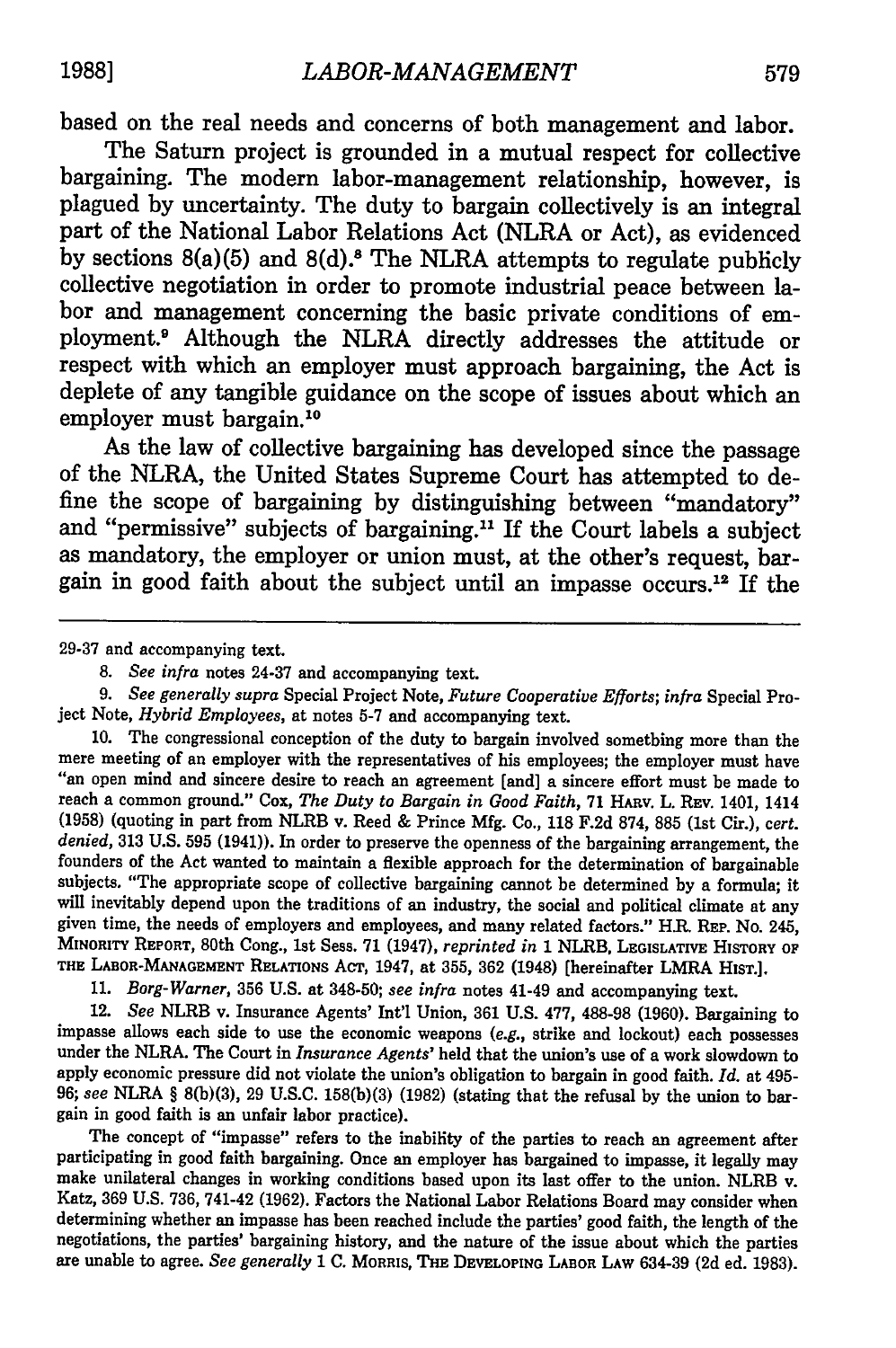based on the real needs and concerns of both management and labor.

The Saturn project is grounded in a mutual respect for collective bargaining. The modern labor-management relationship, however, is plagued by uncertainty. The duty to bargain collectively is an integral part of the National Labor Relations Act (NLRA or Act), as evidenced by sections 8(a)(5) and 8(d).[8] The NLRA attempts to regulate publicly collective negotiation in order to promote industrial peace between labor and management concerning the basic private conditions of employment.[9] Although the NLRA directly addresses the attitude or respect with which an employer must approach bargaining, the Act is deplete of any tangible guidance on the scope of issues about which an employer must bargain.[10]

As the law of collective bargaining has developed since the passage of the NLRA, the United States Supreme Court has attempted to define the scope of bargaining by distinguishing between "mandatory" and "permissive" subjects of bargaining.[11] If the Court labels a subject as mandatory, the employer or union must, at the other's request, bargain in good faith about the subject until an impasse occurs.[12] If the

---

29-37 and accompanying text.

8. *See infra* notes 24-37 and accompanying text.

9. *See generally supra* Special Project Note, *Future Cooperative Efforts*; *infra* Special Project Note, *Hybrid Employees*, at notes 5-7 and accompanying text.

10. The congressional conception of the duty to bargain involved something more than the mere meeting of an employer with the representatives of his employees; the employer must have "an open mind and sincere desire to reach an agreement [and] a sincere effort must be made to reach a common ground." Cox, *The Duty to Bargain in Good Faith*, 71 HARV. L. REV. 1401, 1414 (1958) (quoting in part from NLRB v. Reed & Prince Mfg. Co., 118 F.2d 874, 885 (1st Cir.), *cert. denied*, 313 U.S. 595 (1941)). In order to preserve the openness of the bargaining arrangement, the founders of the Act wanted to maintain a flexible approach for the determination of bargainable subjects. "The appropriate scope of collective bargaining cannot be determined by a formula; it will inevitably depend upon the traditions of an industry, the social and political climate at any given time, the needs of employers and employees, and many related factors." H.R. REP. NO. 245, MINORITY REPORT, 80th Cong., 1st Sess. 71 (1947), *reprinted in* 1 NLRB, LEGISLATIVE HISTORY OF THE LABOR-MANAGEMENT RELATIONS ACT, 1947, at 355, 362 (1948) [hereinafter LMRA HIST.].

11. *Borg-Warner*, 356 U.S. at 348-50; *see infra* notes 41-49 and accompanying text.

12. *See* NLRB v. Insurance Agents' Int'l Union, 361 U.S. 477, 488-98 (1960). Bargaining to impasse allows each side to use the economic weapons (*e.g.*, strike and lockout) each possesses under the NLRA. The Court in *Insurance Agents'* held that the union's use of a work slowdown to apply economic pressure did not violate the union's obligation to bargain in good faith. *Id.* at 495-96; *see* NLRA § 8(b)(3), 29 U.S.C. 158(b)(3) (1982) (stating that the refusal by the union to bargain in good faith is an unfair labor practice).

The concept of "impasse" refers to the inability of the parties to reach an agreement after participating in good faith bargaining. Once an employer has bargained to impasse, it legally may make unilateral changes in working conditions based upon its last offer to the union. NLRB v. Katz, 369 U.S. 736, 741-42 (1962). Factors the National Labor Relations Board may consider when determining whether an impasse has been reached include the parties' good faith, the length of the negotiations, the parties' bargaining history, and the nature of the issue about which the parties are unable to agree. *See generally* 1 C. MORRIS, THE DEVELOPING LABOR LAW 634-39 (2d ed. 1983).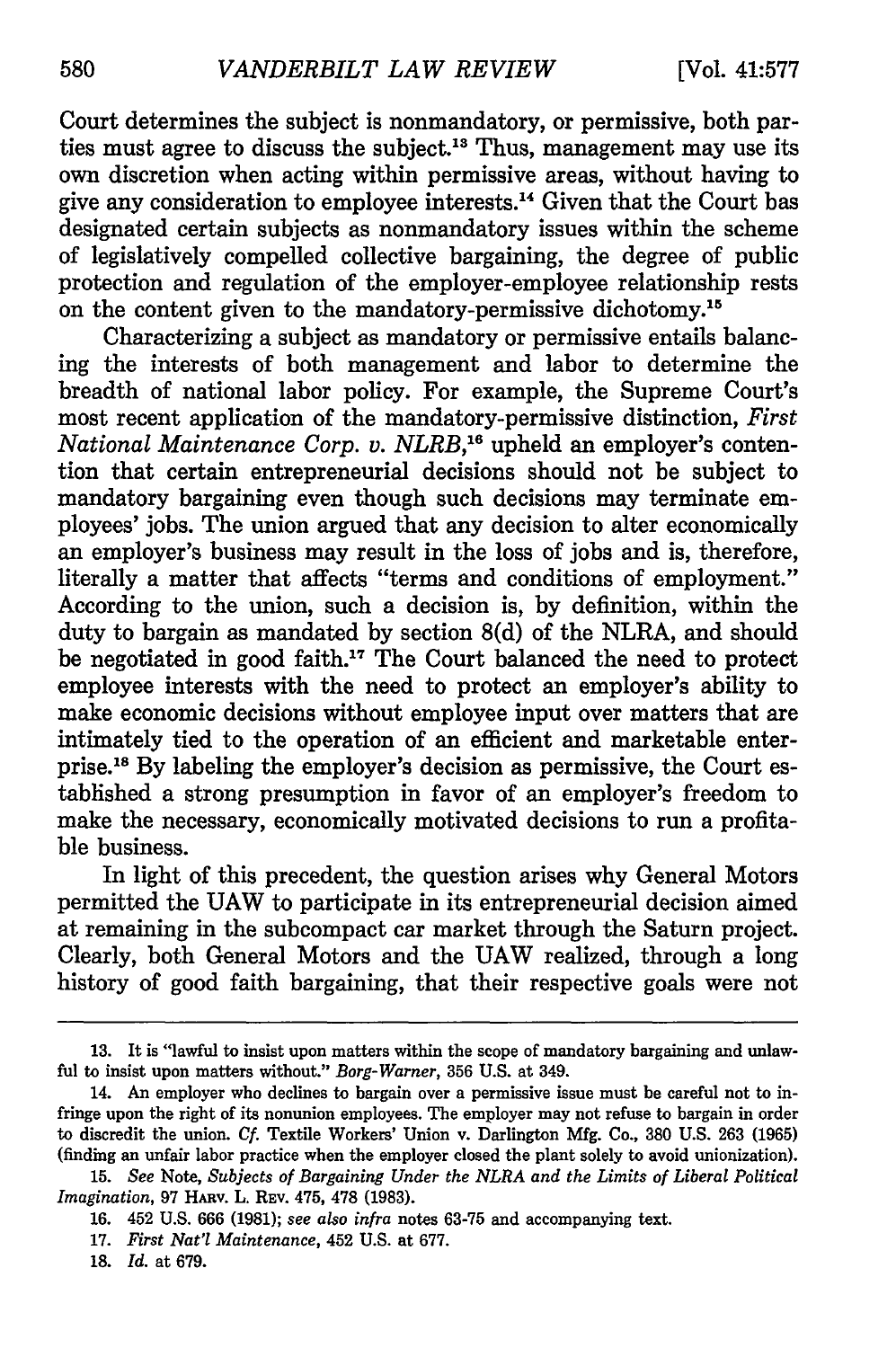Court determines the subject is nonmandatory, or permissive, both parties must agree to discuss the subject.[13] Thus, management may use its own discretion when acting within permissive areas, without having to give any consideration to employee interests.[14] Given that the Court bas designated certain subjects as nonmandatory issues within the scheme of legislatively compelled collective bargaining, the degree of public protection and regulation of the employer-employee relationship rests on the content given to the mandatory-permissive dichotomy.[15]

Characterizing a subject as mandatory or permissive entails balancing the interests of both management and labor to determine the breadth of national labor policy. For example, the Supreme Court's most recent application of the mandatory-permissive distinction, *First National Maintenance Corp. v. NLRB*,[16] upheld an employer's contention that certain entrepreneurial decisions should not be subject to mandatory bargaining even though such decisions may terminate employees' jobs. The union argued that any decision to alter economically an employer's business may result in the loss of jobs and is, therefore, literally a matter that affects "terms and conditions of employment." According to the union, such a decision is, by definition, within the duty to bargain as mandated by section 8(d) of the NLRA, and should be negotiated in good faith.[17] The Court balanced the need to protect employee interests with the need to protect an employer's ability to make economic decisions without employee input over matters that are intimately tied to the operation of an efficient and marketable enterprise.[18] By labeling the employer's decision as permissive, the Court established a strong presumption in favor of an employer's freedom to make the necessary, economically motivated decisions to run a profitable business.

In light of this precedent, the question arises why General Motors permitted the UAW to participate in its entrepreneurial decision aimed at remaining in the subcompact car market through the Saturn project. Clearly, both General Motors and the UAW realized, through a long history of good faith bargaining, that their respective goals were not

---

13. It is "lawful to insist upon matters within the scope of mandatory bargaining and unlawful to insist upon matters without." *Borg-Warner*, 356 U.S. at 349.

14. An employer who declines to bargain over a permissive issue must be careful not to infringe upon the right of its nonunion employees. The employer may not refuse to bargain in order to discredit the union. *Cf.* Textile Workers' Union v. Darlington Mfg. Co., 380 U.S. 263 (1965) (finding an unfair labor practice when the employer closed the plant solely to avoid unionization).

15. *See* Note, *Subjects of Bargaining Under the NLRA and the Limits of Liberal Political Imagination*, 97 HARV. L. REV. 475, 478 (1983).

16. 452 U.S. 666 (1981); *see also infra* notes 63-75 and accompanying text.

17. *First Nat'l Maintenance*, 452 U.S. at 677.

18. *Id.* at 679.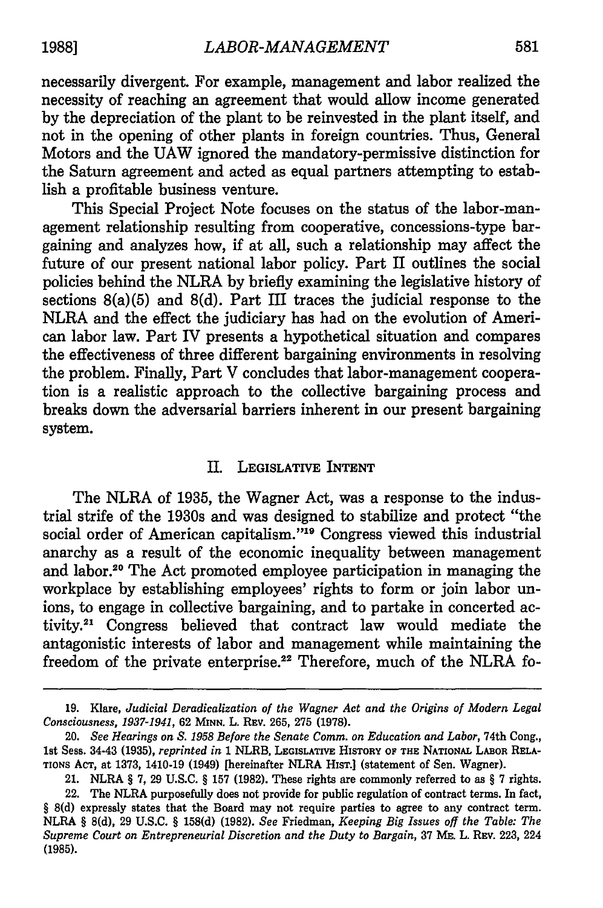necessarily divergent. For example, management and labor realized the necessity of reaching an agreement that would allow income generated by the depreciation of the plant to be reinvested in the plant itself, and not in the opening of other plants in foreign countries. Thus, General Motors and the UAW ignored the mandatory-permissive distinction for the Saturn agreement and acted as equal partners attempting to establish a profitable business venture.

This Special Project Note focuses on the status of the labor-management relationship resulting from cooperative, concessions-type bargaining and analyzes how, if at all, such a relationship may affect the future of our present national labor policy. Part II outlines the social policies behind the NLRA by briefly examining the legislative history of sections 8(a)(5) and 8(d). Part III traces the judicial response to the NLRA and the effect the judiciary has had on the evolution of American labor law. Part IV presents a hypothetical situation and compares the effectiveness of three different bargaining environments in resolving the problem. Finally, Part V concludes that labor-management cooperation is a realistic approach to the collective bargaining process and breaks down the adversarial barriers inherent in our present bargaining system.

## II. LEGISLATIVE INTENT

The NLRA of 1935, the Wagner Act, was a response to the industrial strife of the 1930s and was designed to stabilize and protect "the social order of American capitalism."[19] Congress viewed this industrial anarchy as a result of the economic inequality between management and labor.[20] The Act promoted employee participation in managing the workplace by establishing employees' rights to form or join labor unions, to engage in collective bargaining, and to partake in concerted activity.[21] Congress believed that contract law would mediate the antagonistic interests of labor and management while maintaining the freedom of the private enterprise.[22] Therefore, much of the NLRA fo-

---

19. Klare, *Judicial Deradicalization of the Wagner Act and the Origins of Modern Legal Consciousness, 1937-1941*, 62 MINN. L. REV. 265, 275 (1978).

20. *See Hearings on S. 1958 Before the Senate Comm. on Education and Labor*, 74th Cong., 1st Sess. 34-43 (1935), *reprinted in* 1 NLRB, LEGISLATIVE HISTORY OF THE NATIONAL LABOR RELATIONS ACT, at 1373, 1410-19 (1949) [hereinafter NLRA HIST.] (statement of Sen. Wagner).

21. NLRA § 7, 29 U.S.C. § 157 (1982). These rights are commonly referred to as § 7 rights.

22. The NLRA purposefully does not provide for public regulation of contract terms. In fact, § 8(d) expressly states that the Board may not require parties to agree to any contract term. NLRA § 8(d), 29 U.S.C. § 158(d) (1982). *See* Friedman, *Keeping Big Issues off the Table: The Supreme Court on Entrepreneurial Discretion and the Duty to Bargain*, 37 ME. L. REV. 223, 224 (1985).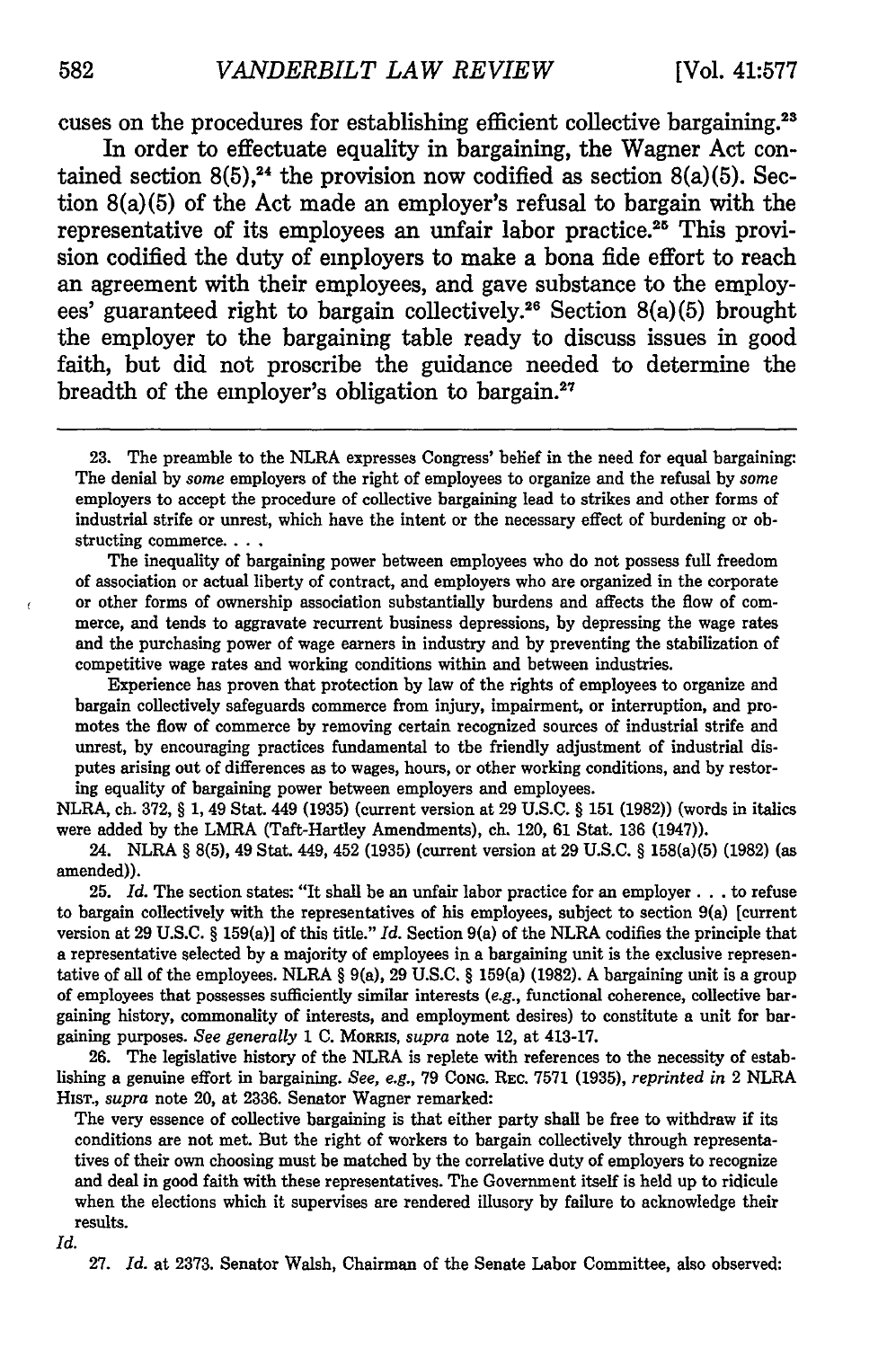cuses on the procedures for establishing efficient collective bargaining.[23]

In order to effectuate equality in bargaining, the Wagner Act contained section 8(5),[24] the provision now codified as section 8(a)(5). Section 8(a)(5) of the Act made an employer's refusal to bargain with the representative of its employees an unfair labor practice.[25] This provision codified the duty of employers to make a bona fide effort to reach an agreement with their employees, and gave substance to the employees' guaranteed right to bargain collectively.[26] Section 8(a)(5) brought the employer to the bargaining table ready to discuss issues in good faith, but did not proscribe the guidance needed to determine the breadth of the employer's obligation to bargain.[27]

---

23. The preamble to the NLRA expresses Congress' belief in the need for equal bargaining: The denial by *some* employers of the right of employees to organize and the refusal by *some* employers to accept the procedure of collective bargaining lead to strikes and other forms of industrial strife or unrest, which have the intent or the necessary effect of burdening or obstructing commerce. . . .

The inequality of bargaining power between employees who do not possess full freedom of association or actual liberty of contract, and employers who are organized in the corporate or other forms of ownership association substantially burdens and affects the flow of commerce, and tends to aggravate recurrent business depressions, by depressing the wage rates and the purchasing power of wage earners in industry and by preventing the stabilization of competitive wage rates and working conditions within and between industries.

Experience has proven that protection by law of the rights of employees to organize and bargain collectively safeguards commerce from injury, impairment, or interruption, and promotes the flow of commerce by removing certain recognized sources of industrial strife and unrest, by encouraging practices fundamental to the friendly adjustment of industrial disputes arising out of differences as to wages, hours, or other working conditions, and by restoring equality of bargaining power between employers and employees.

NLRA, ch. 372, § 1, 49 Stat. 449 (1935) (current version at 29 U.S.C. § 151 (1982)) (words in italics were added by the LMRA (Taft-Hartley Amendments), ch. 120, 61 Stat. 136 (1947)).

24. NLRA § 8(5), 49 Stat. 449, 452 (1935) (current version at 29 U.S.C. § 158(a)(5) (1982) (as amended)).

25. *Id.* The section states: "It shall be an unfair labor practice for an employer . . . to refuse to bargain collectively with the representatives of his employees, subject to section 9(a) [current version at 29 U.S.C. § 159(a)] of this title." *Id.* Section 9(a) of the NLRA codifies the principle that a representative selected by a majority of employees in a bargaining unit is the exclusive representative of all of the employees. NLRA § 9(a), 29 U.S.C. § 159(a) (1982). A bargaining unit is a group of employees that possesses sufficiently similar interests (*e.g.*, functional coherence, collective bargaining history, commonality of interests, and employment desires) to constitute a unit for bargaining purposes. *See generally* 1 C. MORRIS, *supra* note 12, at 413-17.

26. The legislative history of the NLRA is replete with references to the necessity of establishing a genuine effort in bargaining. *See, e.g.*, 79 CONG. REC. 7571 (1935), *reprinted in* 2 NLRA HIST., *supra* note 20, at 2336. Senator Wagner remarked:

The very essence of collective bargaining is that either party shall be free to withdraw if its conditions are not met. But the right of workers to bargain collectively through representatives of their own choosing must be matched by the correlative duty of employers to recognize and deal in good faith with these representatives. The Government itself is held up to ridicule when the elections which it supervises are rendered illusory by failure to acknowledge their results.

*Id.*

27. *Id.* at 2373. Senator Walsh, Chairman of the Senate Labor Committee, also observed: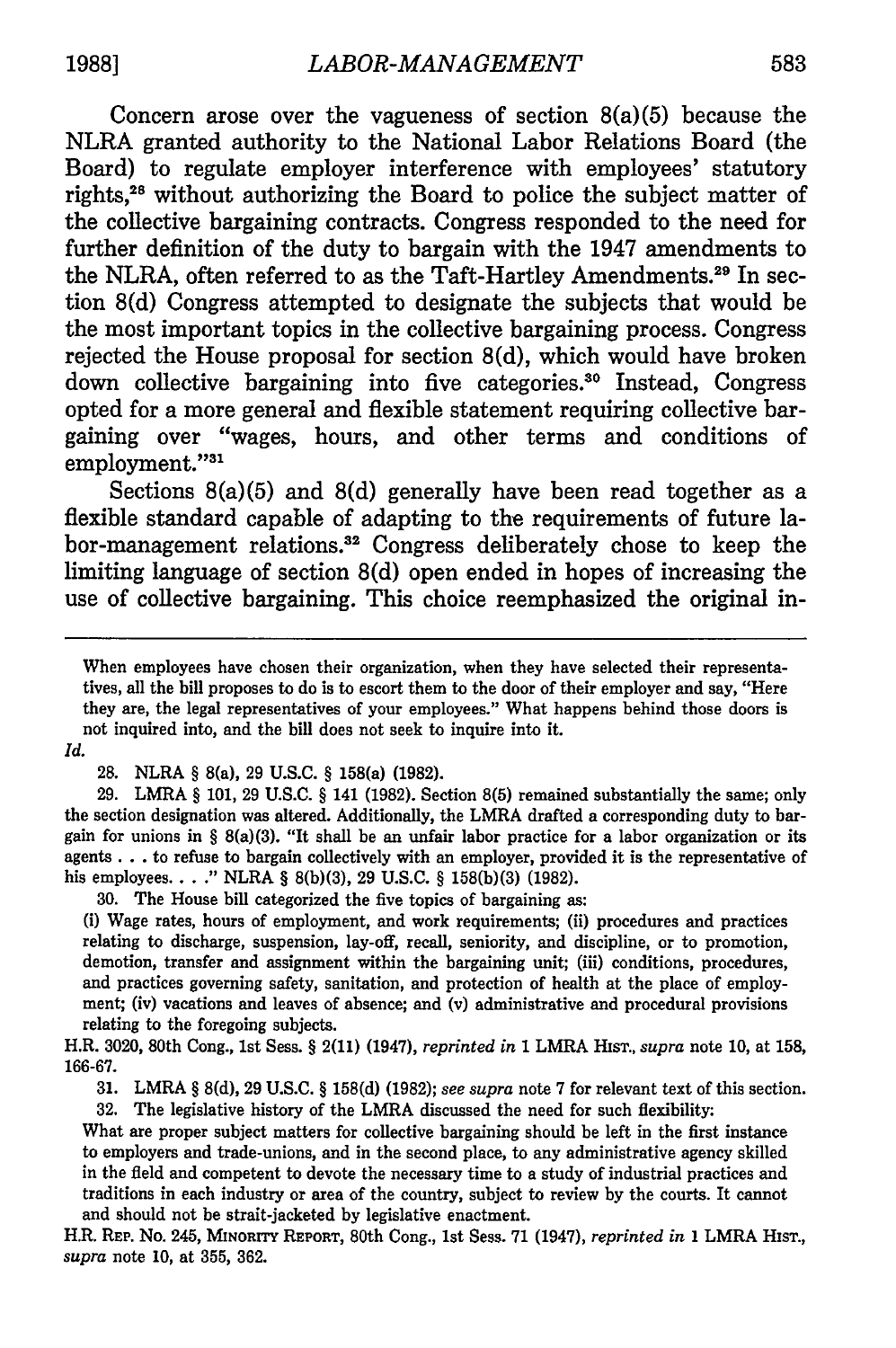Concern arose over the vagueness of section 8(a)(5) because the NLRA granted authority to the National Labor Relations Board (the Board) to regulate employer interference with employees' statutory rights,[28] without authorizing the Board to police the subject matter of the collective bargaining contracts. Congress responded to the need for further definition of the duty to bargain with the 1947 amendments to the NLRA, often referred to as the Taft-Hartley Amendments.[29] In section 8(d) Congress attempted to designate the subjects that would be the most important topics in the collective bargaining process. Congress rejected the House proposal for section 8(d), which would have broken down collective bargaining into five categories.[30] Instead, Congress opted for a more general and flexible statement requiring collective bargaining over "wages, hours, and other terms and conditions of employment."[31]

Sections 8(a)(5) and 8(d) generally have been read together as a flexible standard capable of adapting to the requirements of future labor-management relations.[32] Congress deliberately chose to keep the limiting language of section 8(d) open ended in hopes of increasing the use of collective bargaining. This choice reemphasized the original in-

---

When employees have chosen their organization, when they have selected their representatives, all the bill proposes to do is to escort them to the door of their employer and say, "Here they are, the legal representatives of your employees." What happens behind those doors is not inquired into, and the bill does not seek to inquire into it.

*Id.*

28. NLRA § 8(a), 29 U.S.C. § 158(a) (1982).

29. LMRA § 101, 29 U.S.C. § 141 (1982). Section 8(5) remained substantially the same; only the section designation was altered. Additionally, the LMRA drafted a corresponding duty to bargain for unions in § 8(a)(3). "It shall be an unfair labor practice for a labor organization or its agents . . . to refuse to bargain collectively with an employer, provided it is the representative of his employees. . . ." NLRA § 8(b)(3), 29 U.S.C. § 158(b)(3) (1982).

30. The House bill categorized the five topics of bargaining as:

(i) Wage rates, hours of employment, and work requirements; (ii) procedures and practices relating to discharge, suspension, lay-off, recall, seniority, and discipline, or to promotion, demotion, transfer and assignment within the bargaining unit; (iii) conditions, procedures, and practices governing safety, sanitation, and protection of health at the place of employment; (iv) vacations and leaves of absence; and (v) administrative and procedural provisions relating to the foregoing subjects.

H.R. 3020, 80th Cong., 1st Sess. § 2(11) (1947), *reprinted in* 1 LMRA HIST., *supra* note 10, at 158, 166-67.

31. LMRA § 8(d), 29 U.S.C. § 158(d) (1982); *see supra* note 7 for relevant text of this section.

32. The legislative history of the LMRA discussed the need for such flexibility:

What are proper subject matters for collective bargaining should be left in the first instance to employers and trade-unions, and in the second place, to any administrative agency skilled in the field and competent to devote the necessary time to a study of industrial practices and traditions in each industry or area of the country, subject to review by the courts. It cannot and should not be strait-jacketed by legislative enactment.

H.R. REP. No. 245, MINORITY REPORT, 80th Cong., 1st Sess. 71 (1947), *reprinted in* 1 LMRA HIST., *supra* note 10, at 355, 362.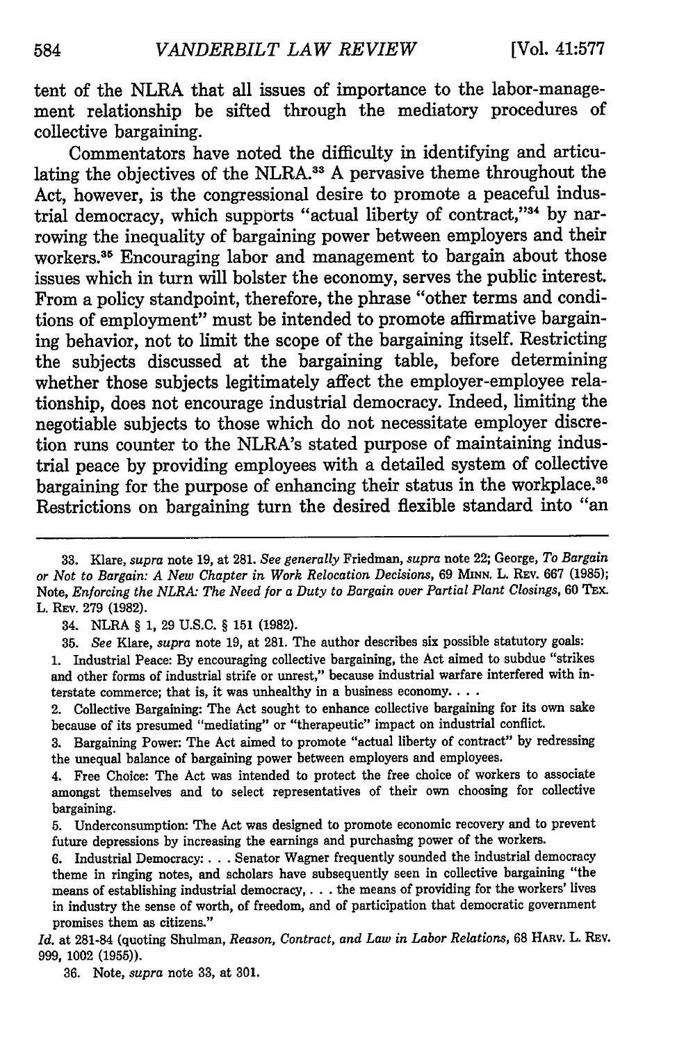tent of the NLRA that all issues of importance to the labor-management relationship be sifted through the mediatory procedures of collective bargaining.

Commentators have noted the difficulty in identifying and articulating the objectives of the NLRA.[33] A pervasive theme throughout the Act, however, is the congressional desire to promote a peaceful industrial democracy, which supports "actual liberty of contract,"[34] by narrowing the inequality of bargaining power between employers and their workers.[35] Encouraging labor and management to bargain about those issues which in turn will bolster the economy, serves the public interest. From a policy standpoint, therefore, the phrase "other terms and conditions of employment" must be intended to promote affirmative bargaining behavior, not to limit the scope of the bargaining itself. Restricting the subjects discussed at the bargaining table, before determining whether those subjects legitimately affect the employer-employee relationship, does not encourage industrial democracy. Indeed, limiting the negotiable subjects to those which do not necessitate employer discretion runs counter to the NLRA's stated purpose of maintaining industrial peace by providing employees with a detailed system of collective bargaining for the purpose of enhancing their status in the workplace.[36] Restrictions on bargaining turn the desired flexible standard into "an

---

33. Klare, *supra* note 19, at 281. *See generally* Friedman, *supra* note 22; George, *To Bargain or Not to Bargain: A New Chapter in Work Relocation Decisions*, 69 MINN. L. REV. 667 (1985); Note, *Enforcing the NLRA: The Need for a Duty to Bargain over Partial Plant Closings*, 60 TEX. L. REV. 279 (1982).

34. NLRA § 1, 29 U.S.C. § 151 (1982).

35. *See* Klare, *supra* note 19, at 281. The author describes six possible statutory goals:

1. Industrial Peace: By encouraging collective bargaining, the Act aimed to subdue "strikes and other forms of industrial strife or unrest," because industrial warfare interfered with interstate commerce; that is, it was unhealthy in a business economy. . . .

2. Collective Bargaining: The Act sought to enhance collective bargaining for its own sake because of its presumed "mediating" or "therapeutic" impact on industrial conflict.

3. Bargaining Power: The Act aimed to promote "actual liberty of contract" by redressing the unequal balance of bargaining power between employers and employees.

4. Free Choice: The Act was intended to protect the free choice of workers to associate amongst themselves and to select representatives of their own choosing for collective bargaining.

5. Underconsumption: The Act was designed to promote economic recovery and to prevent future depressions by increasing the earnings and purchasing power of the workers.

6. Industrial Democracy: . . . Senator Wagner frequently sounded the industrial democracy theme in ringing notes, and scholars have subsequently seen in collective bargaining "the means of establishing industrial democracy, . . . the means of providing for the workers' lives in industry the sense of worth, of freedom, and of participation that democratic government promises them as citizens."

*Id.* at 281-84 (quoting Shulman, *Reason, Contract, and Law in Labor Relations*, 68 HARV. L. REV. 999, 1002 (1955)).

36. Note, *supra* note 33, at 301.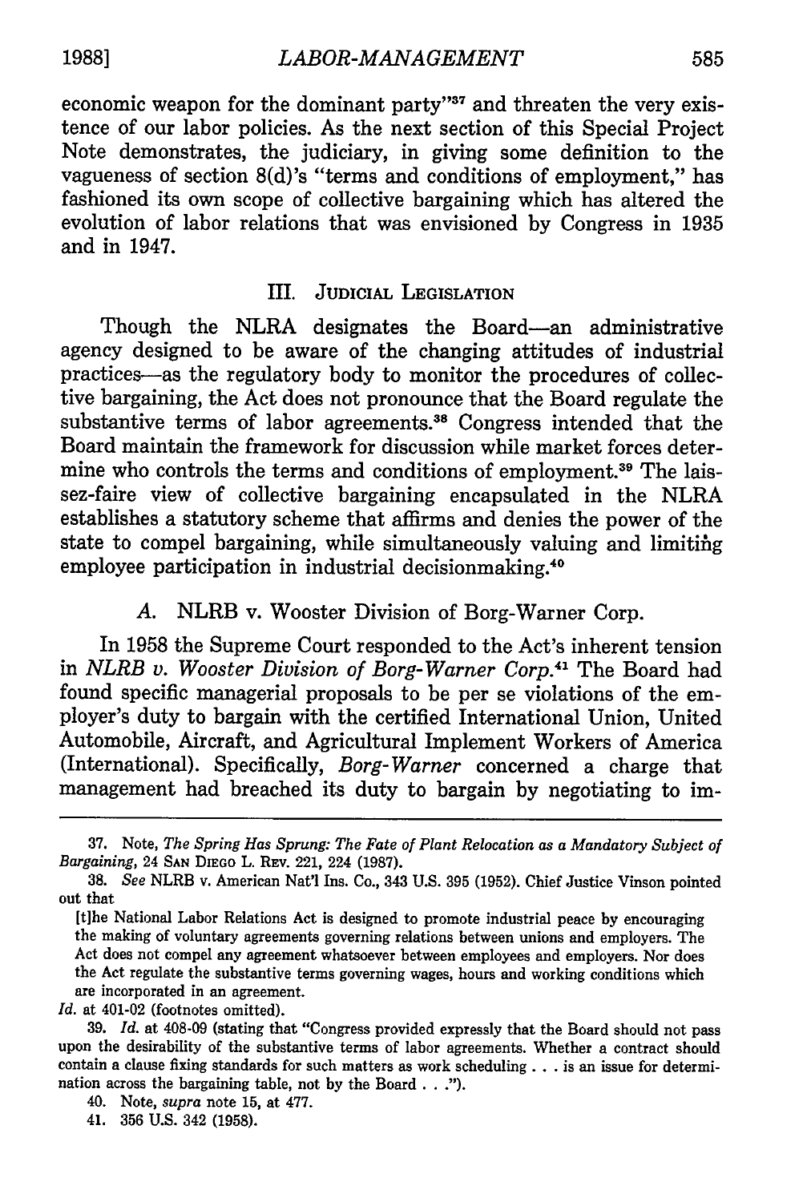economic weapon for the dominant party"[37] and threaten the very existence of our labor policies. As the next section of this Special Project Note demonstrates, the judiciary, in giving some definition to the vagueness of section 8(d)'s "terms and conditions of employment," has fashioned its own scope of collective bargaining which has altered the evolution of labor relations that was envisioned by Congress in 1935 and in 1947.

## III. Judicial Legislation

Though the NLRA designates the Board—an administrative agency designed to be aware of the changing attitudes of industrial practices—as the regulatory body to monitor the procedures of collective bargaining, the Act does not pronounce that the Board regulate the substantive terms of labor agreements.[38] Congress intended that the Board maintain the framework for discussion while market forces determine who controls the terms and conditions of employment.[39] The laissez-faire view of collective bargaining encapsulated in the NLRA establishes a statutory scheme that affirms and denies the power of the state to compel bargaining, while simultaneously valuing and limiting employee participation in industrial decisionmaking.[40]

### A. NLRB v. Wooster Division of Borg-Warner Corp.

In 1958 the Supreme Court responded to the Act's inherent tension in *NLRB v. Wooster Division of Borg-Warner Corp.*[41] The Board had found specific managerial proposals to be per se violations of the employer's duty to bargain with the certified International Union, United Automobile, Aircraft, and Agricultural Implement Workers of America (International). Specifically, *Borg-Warner* concerned a charge that management had breached its duty to bargain by negotiating to im-

---

37. Note, *The Spring Has Sprung: The Fate of Plant Relocation as a Mandatory Subject of Bargaining*, 24 San Diego L. Rev. 221, 224 (1987).

38. *See* NLRB v. American Nat'l Ins. Co., 343 U.S. 395 (1952). Chief Justice Vinson pointed out that

> [t]he National Labor Relations Act is designed to promote industrial peace by encouraging the making of voluntary agreements governing relations between unions and employers. The Act does not compel any agreement whatsoever between employees and employers. Nor does the Act regulate the substantive terms governing wages, hours and working conditions which are incorporated in an agreement.

*Id.* at 401-02 (footnotes omitted).

39. *Id.* at 408-09 (stating that "Congress provided expressly that the Board should not pass upon the desirability of the substantive terms of labor agreements. Whether a contract should contain a clause fixing standards for such matters as work scheduling . . . is an issue for determination across the bargaining table, not by the Board . . .").

40. Note, *supra* note 15, at 477.

41. 356 U.S. 342 (1958).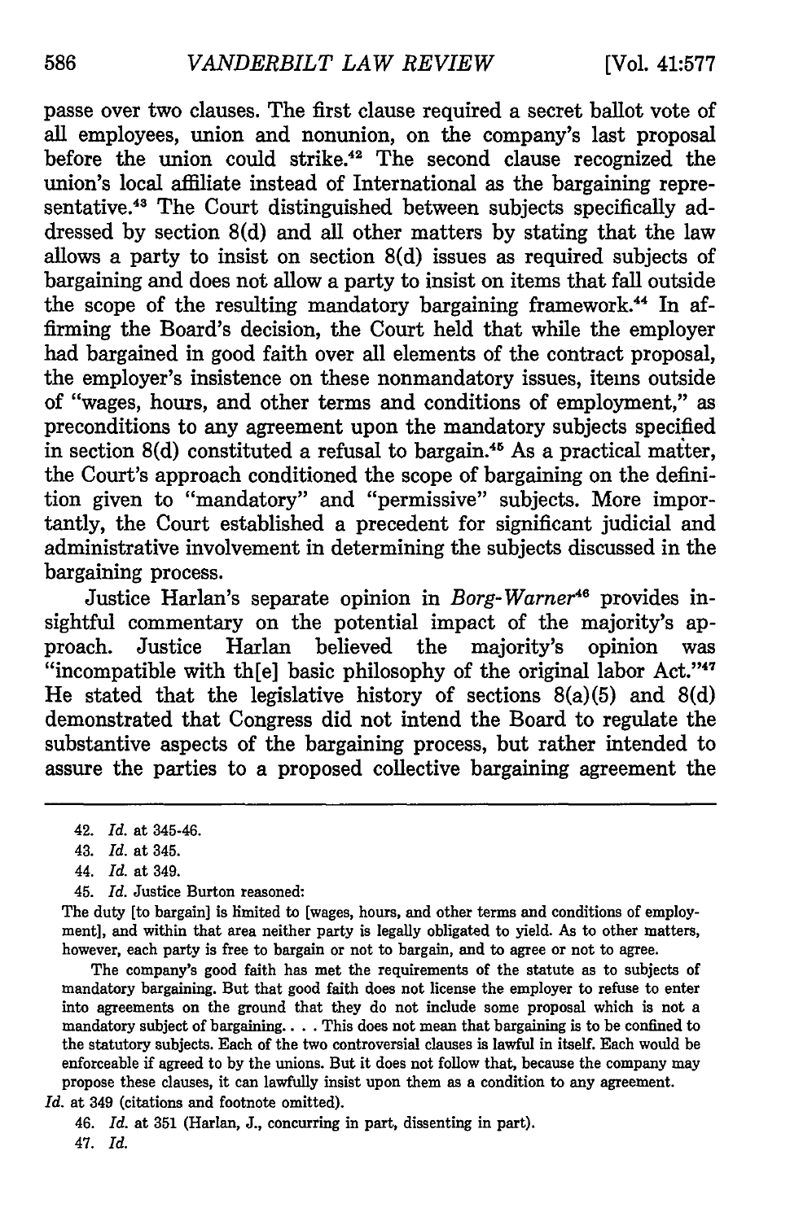passe over two clauses. The first clause required a secret ballot vote of all employees, union and nonunion, on the company's last proposal before the union could strike.[42] The second clause recognized the union's local affiliate instead of International as the bargaining representative.[43] The Court distinguished between subjects specifically addressed by section 8(d) and all other matters by stating that the law allows a party to insist on section 8(d) issues as required subjects of bargaining and does not allow a party to insist on items that fall outside the scope of the resulting mandatory bargaining framework.[44] In affirming the Board's decision, the Court held that while the employer had bargained in good faith over all elements of the contract proposal, the employer's insistence on these nonmandatory issues, items outside of "wages, hours, and other terms and conditions of employment," as preconditions to any agreement upon the mandatory subjects specified in section 8(d) constituted a refusal to bargain.[45] As a practical matter, the Court's approach conditioned the scope of bargaining on the definition given to "mandatory" and "permissive" subjects. More importantly, the Court established a precedent for significant judicial and administrative involvement in determining the subjects discussed in the bargaining process.

Justice Harlan's separate opinion in *Borg-Warner*[46] provides insightful commentary on the potential impact of the majority's approach. Justice Harlan believed the majority's opinion was "incompatible with th[e] basic philosophy of the original labor Act."[47] He stated that the legislative history of sections 8(a)(5) and 8(d) demonstrated that Congress did not intend the Board to regulate the substantive aspects of the bargaining process, but rather intended to assure the parties to a proposed collective bargaining agreement the

---

42. *Id.* at 345-46.

43. *Id.* at 345.

44. *Id.* at 349.

45. *Id.* Justice Burton reasoned:

The duty [to bargain] is limited to [wages, hours, and other terms and conditions of employment], and within that area neither party is legally obligated to yield. As to other matters, however, each party is free to bargain or not to bargain, and to agree or not to agree.

The company's good faith has met the requirements of the statute as to subjects of mandatory bargaining. But that good faith does not license the employer to refuse to enter into agreements on the ground that they do not include some proposal which is not a mandatory subject of bargaining. . . . This does not mean that bargaining is to be confined to the statutory subjects. Each of the two controversial clauses is lawful in itself. Each would be enforceable if agreed to by the unions. But it does not follow that, because the company may propose these clauses, it can lawfully insist upon them as a condition to any agreement.

*Id.* at 349 (citations and footnote omitted).

46. *Id.* at 351 (Harlan, J., concurring in part, dissenting in part).

47. *Id.*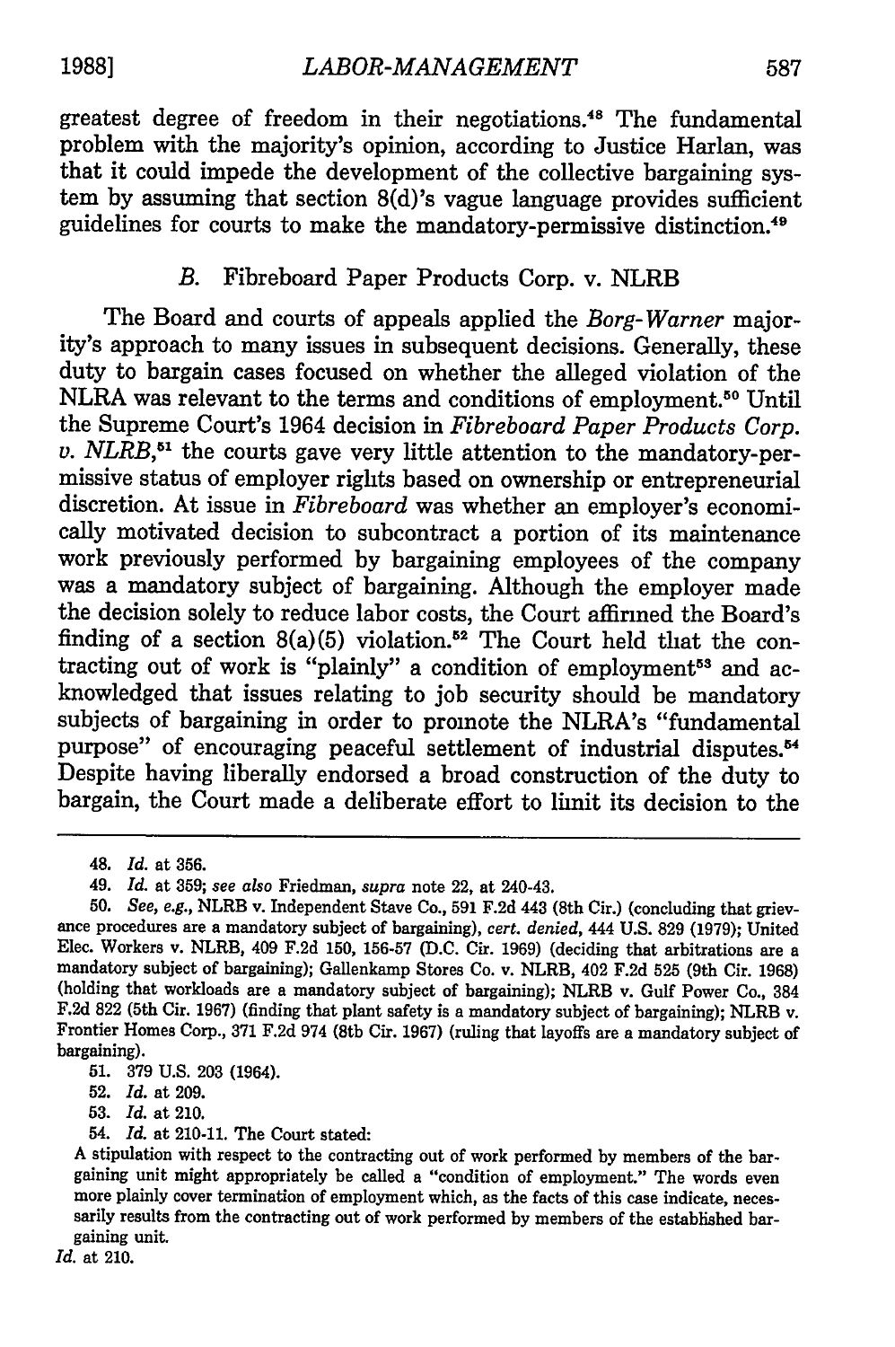greatest degree of freedom in their negotiations.[48] The fundamental problem with the majority's opinion, according to Justice Harlan, was that it could impede the development of the collective bargaining system by assuming that section 8(d)'s vague language provides sufficient guidelines for courts to make the mandatory-permissive distinction.[49]

### B. Fibreboard Paper Products Corp. v. NLRB

The Board and courts of appeals applied the *Borg-Warner* majority's approach to many issues in subsequent decisions. Generally, these duty to bargain cases focused on whether the alleged violation of the NLRA was relevant to the terms and conditions of employment.[50] Until the Supreme Court's 1964 decision in *Fibreboard Paper Products Corp. v. NLRB*,[51] the courts gave very little attention to the mandatory-permissive status of employer rights based on ownership or entrepreneurial discretion. At issue in *Fibreboard* was whether an employer's economically motivated decision to subcontract a portion of its maintenance work previously performed by bargaining employees of the company was a mandatory subject of bargaining. Although the employer made the decision solely to reduce labor costs, the Court affirmed the Board's finding of a section 8(a)(5) violation.[52] The Court held that the contracting out of work is "plainly" a condition of employment[53] and acknowledged that issues relating to job security should be mandatory subjects of bargaining in order to promote the NLRA's "fundamental purpose" of encouraging peaceful settlement of industrial disputes.[54] Despite having liberally endorsed a broad construction of the duty to bargain, the Court made a deliberate effort to limit its decision to the

---

48. *Id.* at 356.

49. *Id.* at 359; *see also* Friedman, *supra* note 22, at 240-43.

50. *See, e.g.*, NLRB v. Independent Stave Co., 591 F.2d 443 (8th Cir.) (concluding that grievance procedures are a mandatory subject of bargaining), *cert. denied*, 444 U.S. 829 (1979); United Elec. Workers v. NLRB, 409 F.2d 150, 156-57 (D.C. Cir. 1969) (deciding that arbitrations are a mandatory subject of bargaining); Gallenkamp Stores Co. v. NLRB, 402 F.2d 525 (9th Cir. 1968) (holding that workloads are a mandatory subject of bargaining); NLRB v. Gulf Power Co., 384 F.2d 822 (5th Cir. 1967) (finding that plant safety is a mandatory subject of bargaining); NLRB v. Frontier Homes Corp., 371 F.2d 974 (8th Cir. 1967) (ruling that layoffs are a mandatory subject of bargaining).

51. 379 U.S. 203 (1964).

52. *Id.* at 209.

53. *Id.* at 210.

54. *Id.* at 210-11. The Court stated:

A stipulation with respect to the contracting out of work performed by members of the bargaining unit might appropriately be called a "condition of employment." The words even more plainly cover termination of employment which, as the facts of this case indicate, necessarily results from the contracting out of work performed by members of the established bargaining unit.

*Id.* at 210.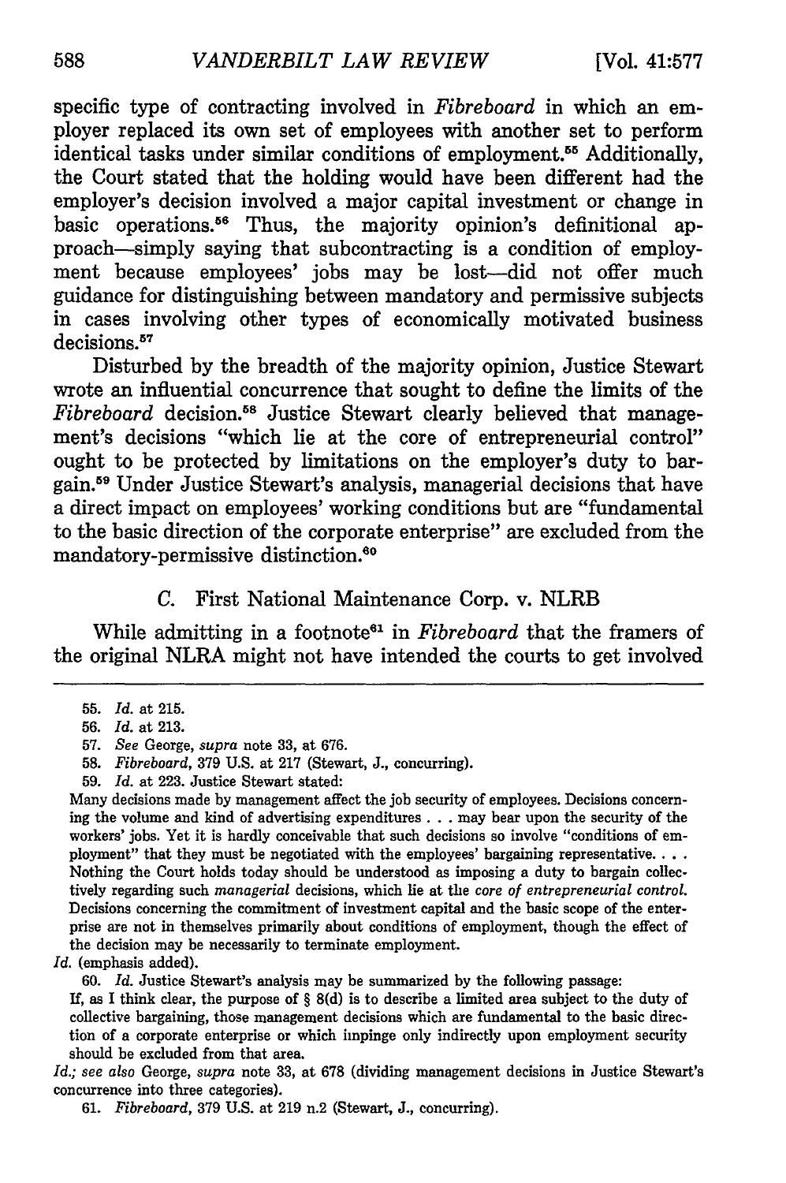specific type of contracting involved in *Fibreboard* in which an employer replaced its own set of employees with another set to perform identical tasks under similar conditions of employment.[55] Additionally, the Court stated that the holding would have been different had the employer's decision involved a major capital investment or change in basic operations.[56] Thus, the majority opinion's definitional approach—simply saying that subcontracting is a condition of employment because employees' jobs may be lost—did not offer much guidance for distinguishing between mandatory and permissive subjects in cases involving other types of economically motivated business decisions.[57]

Disturbed by the breadth of the majority opinion, Justice Stewart wrote an influential concurrence that sought to define the limits of the *Fibreboard* decision.[58] Justice Stewart clearly believed that management's decisions "which lie at the core of entrepreneurial control" ought to be protected by limitations on the employer's duty to bargain.[59] Under Justice Stewart's analysis, managerial decisions that have a direct impact on employees' working conditions but are "fundamental to the basic direction of the corporate enterprise" are excluded from the mandatory-permissive distinction.[60]

### C. First National Maintenance Corp. v. NLRB

While admitting in a footnote[61] in *Fibreboard* that the framers of the original NLRA might not have intended the courts to get involved

---

55. *Id.* at 215.

56. *Id.* at 213.

57. *See* George, *supra* note 33, at 676.

58. *Fibreboard*, 379 U.S. at 217 (Stewart, J., concurring).

59. *Id.* at 223. Justice Stewart stated:

> Many decisions made by management affect the job security of employees. Decisions concerning the volume and kind of advertising expenditures . . . may bear upon the security of the workers' jobs. Yet it is hardly conceivable that such decisions so involve "conditions of employment" that they must be negotiated with the employees' bargaining representative. . . . Nothing the Court holds today should be understood as imposing a duty to bargain collectively regarding such *managerial* decisions, which lie at the *core of entrepreneurial control.* Decisions concerning the commitment of investment capital and the basic scope of the enterprise are not in themselves primarily about conditions of employment, though the effect of the decision may be necessarily to terminate employment.

*Id.* (emphasis added).

60. *Id.* Justice Stewart's analysis may be summarized by the following passage:

> If, as I think clear, the purpose of § 8(d) is to describe a limited area subject to the duty of collective bargaining, those management decisions which are fundamental to the basic direction of a corporate enterprise or which impinge only indirectly upon employment security should be excluded from that area.

*Id.; see also* George, *supra* note 33, at 678 (dividing management decisions in Justice Stewart's concurrence into three categories).

61. *Fibreboard*, 379 U.S. at 219 n.2 (Stewart, J., concurring).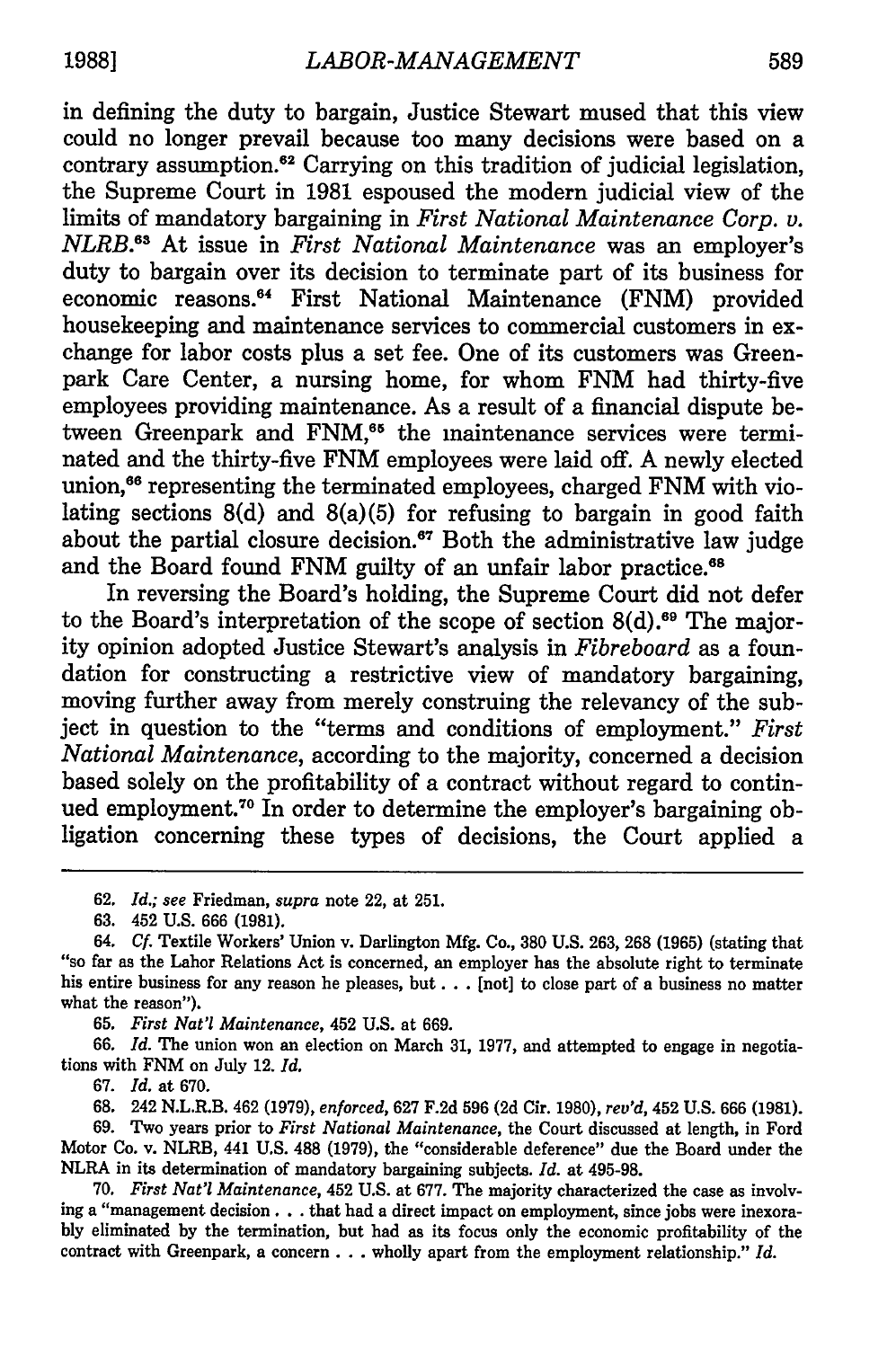in defining the duty to bargain, Justice Stewart mused that this view could no longer prevail because too many decisions were based on a contrary assumption.[62] Carrying on this tradition of judicial legislation, the Supreme Court in 1981 espoused the modern judicial view of the limits of mandatory bargaining in *First National Maintenance Corp. v. NLRB*.[63] At issue in *First National Maintenance* was an employer's duty to bargain over its decision to terminate part of its business for economic reasons.[64] First National Maintenance (FNM) provided housekeeping and maintenance services to commercial customers in exchange for labor costs plus a set fee. One of its customers was Greenpark Care Center, a nursing home, for whom FNM had thirty-five employees providing maintenance. As a result of a financial dispute between Greenpark and FNM,[65] the maintenance services were terminated and the thirty-five FNM employees were laid off. A newly elected union,[66] representing the terminated employees, charged FNM with violating sections 8(d) and 8(a)(5) for refusing to bargain in good faith about the partial closure decision.[67] Both the administrative law judge and the Board found FNM guilty of an unfair labor practice.[68]

In reversing the Board's holding, the Supreme Court did not defer to the Board's interpretation of the scope of section 8(d).[69] The majority opinion adopted Justice Stewart's analysis in *Fibreboard* as a foundation for constructing a restrictive view of mandatory bargaining, moving further away from merely construing the relevancy of the subject in question to the "terms and conditions of employment." *First National Maintenance*, according to the majority, concerned a decision based solely on the profitability of a contract without regard to continued employment.[70] In order to determine the employer's bargaining obligation concerning these types of decisions, the Court applied a

62. *Id.*; *see* Friedman, *supra* note 22, at 251.

63. 452 U.S. 666 (1981).

64. *Cf.* Textile Workers' Union v. Darlington Mfg. Co., 380 U.S. 263, 268 (1965) (stating that "so far as the Labor Relations Act is concerned, an employer has the absolute right to terminate his entire business for any reason he pleases, but . . . [not] to close part of a business no matter what the reason").

65. *First Nat'l Maintenance*, 452 U.S. at 669.

66. *Id.* The union won an election on March 31, 1977, and attempted to engage in negotiations with FNM on July 12. *Id.*

67. *Id.* at 670.

68. 242 N.L.R.B. 462 (1979), *enforced*, 627 F.2d 596 (2d Cir. 1980), *rev'd*, 452 U.S. 666 (1981).

69. Two years prior to *First National Maintenance*, the Court discussed at length, in Ford Motor Co. v. NLRB, 441 U.S. 488 (1979), the "considerable deference" due the Board under the NLRA in its determination of mandatory bargaining subjects. *Id.* at 495-98.

70. *First Nat'l Maintenance*, 452 U.S. at 677. The majority characterized the case as involving a "management decision . . . that had a direct impact on employment, since jobs were inexorably eliminated by the termination, but had as its focus only the economic profitability of the contract with Greenpark, a concern . . . wholly apart from the employment relationship." *Id.*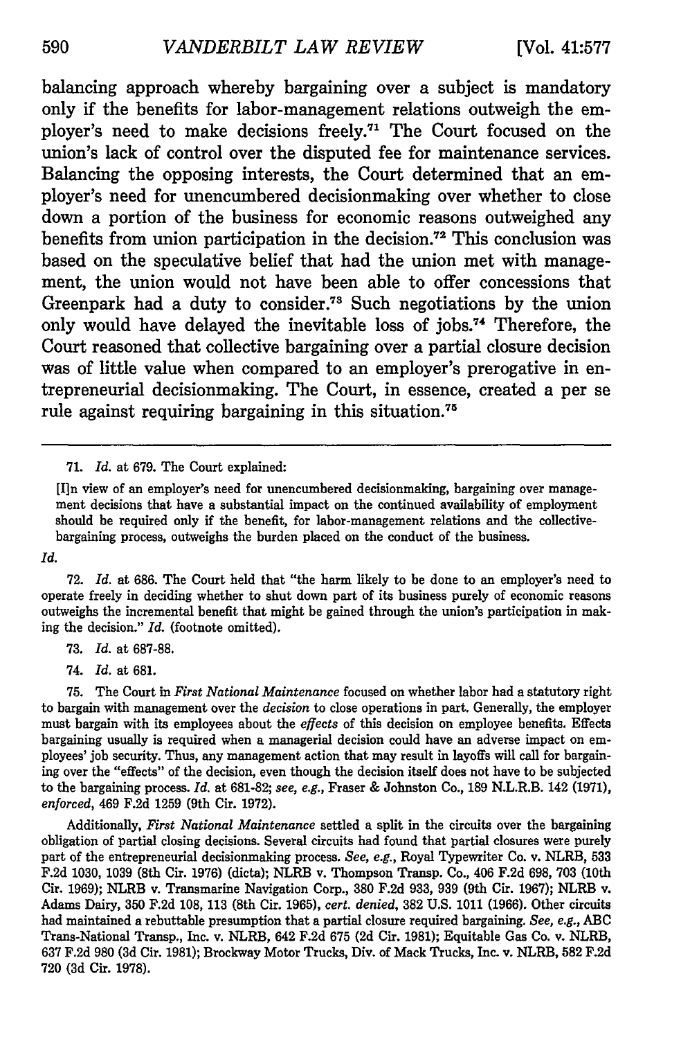balancing approach whereby bargaining over a subject is mandatory only if the benefits for labor-management relations outweigh the employer's need to make decisions freely.[71] The Court focused on the union's lack of control over the disputed fee for maintenance services. Balancing the opposing interests, the Court determined that an employer's need for unencumbered decisionmaking over whether to close down a portion of the business for economic reasons outweighed any benefits from union participation in the decision.[72] This conclusion was based on the speculative belief that had the union met with management, the union would not have been able to offer concessions that Greenpark had a duty to consider.[73] Such negotiations by the union only would have delayed the inevitable loss of jobs.[74] Therefore, the Court reasoned that collective bargaining over a partial closure decision was of little value when compared to an employer's prerogative in entrepreneurial decisionmaking. The Court, in essence, created a per se rule against requiring bargaining in this situation.[75]

---

71. *Id.* at 679. The Court explained:

> [I]n view of an employer's need for unencumbered decisionmaking, bargaining over management decisions that have a substantial impact on the continued availability of employment should be required only if the benefit, for labor-management relations and the collective-bargaining process, outweighs the burden placed on the conduct of the business.

*Id.*

72. *Id.* at 686. The Court held that "the harm likely to be done to an employer's need to operate freely in deciding whether to shut down part of its business purely of economic reasons outweighs the incremental benefit that might be gained through the union's participation in making the decision." *Id.* (footnote omitted).

73. *Id.* at 687-88.

74. *Id.* at 681.

75. The Court in *First National Maintenance* focused on whether labor had a statutory right to bargain with management over the *decision* to close operations in part. Generally, the employer must bargain with its employees about the *effects* of this decision on employee benefits. Effects bargaining usually is required when a managerial decision could have an adverse impact on employees' job security. Thus, any management action that may result in layoffs will call for bargaining over the "effects" of the decision, even though the decision itself does not have to be subjected to the bargaining process. *Id.* at 681-82; *see, e.g.*, Fraser & Johnston Co., 189 N.L.R.B. 142 (1971), *enforced*, 469 F.2d 1259 (9th Cir. 1972).

Additionally, *First National Maintenance* settled a split in the circuits over the bargaining obligation of partial closing decisions. Several circuits had found that partial closures were purely part of the entrepreneurial decisionmaking process. *See, e.g.*, Royal Typewriter Co. v. NLRB, 533 F.2d 1030, 1039 (8th Cir. 1976) (dicta); NLRB v. Thompson Transp. Co., 406 F.2d 698, 703 (10th Cir. 1969); NLRB v. Transmarine Navigation Corp., 380 F.2d 933, 939 (9th Cir. 1967); NLRB v. Adams Dairy, 350 F.2d 108, 113 (8th Cir. 1965), *cert. denied*, 382 U.S. 1011 (1966). Other circuits had maintained a rebuttable presumption that a partial closure required bargaining. *See, e.g.*, ABC Trans-National Transp., Inc. v. NLRB, 642 F.2d 675 (2d Cir. 1981); Equitable Gas Co. v. NLRB, 637 F.2d 980 (3d Cir. 1981); Brockway Motor Trucks, Div. of Mack Trucks, Inc. v. NLRB, 582 F.2d 720 (3d Cir. 1978).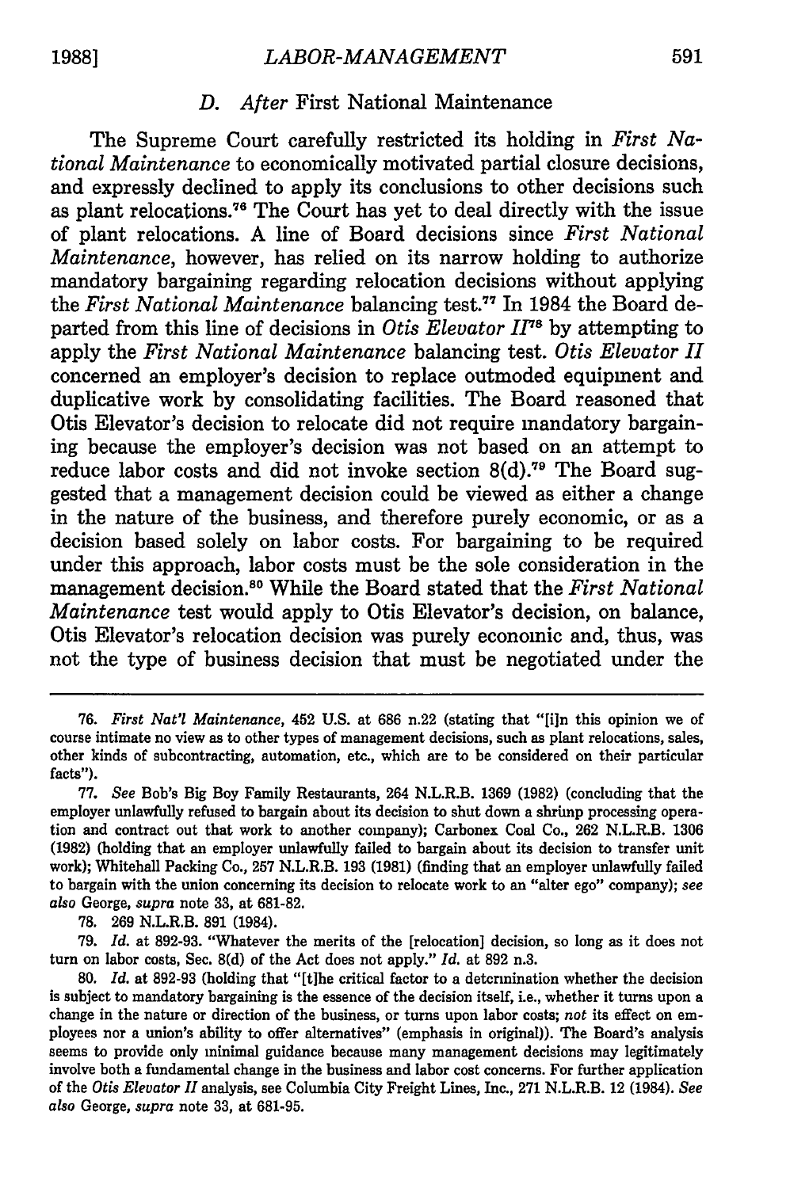### D. *After* First National Maintenance

The Supreme Court carefully restricted its holding in *First National Maintenance* to economically motivated partial closure decisions, and expressly declined to apply its conclusions to other decisions such as plant relocations.[76] The Court has yet to deal directly with the issue of plant relocations. A line of Board decisions since *First National Maintenance*, however, has relied on its narrow holding to authorize mandatory bargaining regarding relocation decisions without applying the *First National Maintenance* balancing test.[77] In 1984 the Board departed from this line of decisions in *Otis Elevator II*[78] by attempting to apply the *First National Maintenance* balancing test. *Otis Elevator II* concerned an employer's decision to replace outmoded equipment and duplicative work by consolidating facilities. The Board reasoned that Otis Elevator's decision to relocate did not require mandatory bargaining because the employer's decision was not based on an attempt to reduce labor costs and did not invoke section 8(d).[79] The Board suggested that a management decision could be viewed as either a change in the nature of the business, and therefore purely economic, or as a decision based solely on labor costs. For bargaining to be required under this approach, labor costs must be the sole consideration in the management decision.[80] While the Board stated that the *First National Maintenance* test would apply to Otis Elevator's decision, on balance, Otis Elevator's relocation decision was purely economic and, thus, was not the type of business decision that must be negotiated under the

---

76. *First Nat'l Maintenance*, 452 U.S. at 686 n.22 (stating that "[i]n this opinion we of course intimate no view as to other types of management decisions, such as plant relocations, sales, other kinds of subcontracting, automation, etc., which are to be considered on their particular facts").

77. *See* Bob's Big Boy Family Restaurants, 264 N.L.R.B. 1369 (1982) (concluding that the employer unlawfully refused to bargain about its decision to shut down a shrimp processing operation and contract out that work to another company); Carbonex Coal Co., 262 N.L.R.B. 1306 (1982) (holding that an employer unlawfully failed to bargain about its decision to transfer unit work); Whitehall Packing Co., 257 N.L.R.B. 193 (1981) (finding that an employer unlawfully failed to bargain with the union concerning its decision to relocate work to an "alter ego" company); *see also* George, *supra* note 33, at 681-82.

78. 269 N.L.R.B. 891 (1984).

79. *Id.* at 892-93. "Whatever the merits of the [relocation] decision, so long as it does not turn on labor costs, Sec. 8(d) of the Act does not apply." *Id.* at 892 n.3.

80. *Id.* at 892-93 (holding that "[t]he critical factor to a determination whether the decision is subject to mandatory bargaining is the essence of the decision itself, i.e., whether it turns upon a change in the nature or direction of the business, or turns upon labor costs; *not* its effect on employees nor a union's ability to offer alternatives" (emphasis in original)). The Board's analysis seems to provide only minimal guidance because many management decisions may legitimately involve both a fundamental change in the business and labor cost concerns. For further application of the *Otis Elevator II* analysis, see Columbia City Freight Lines, Inc., 271 N.L.R.B. 12 (1984). *See also* George, *supra* note 33, at 681-95.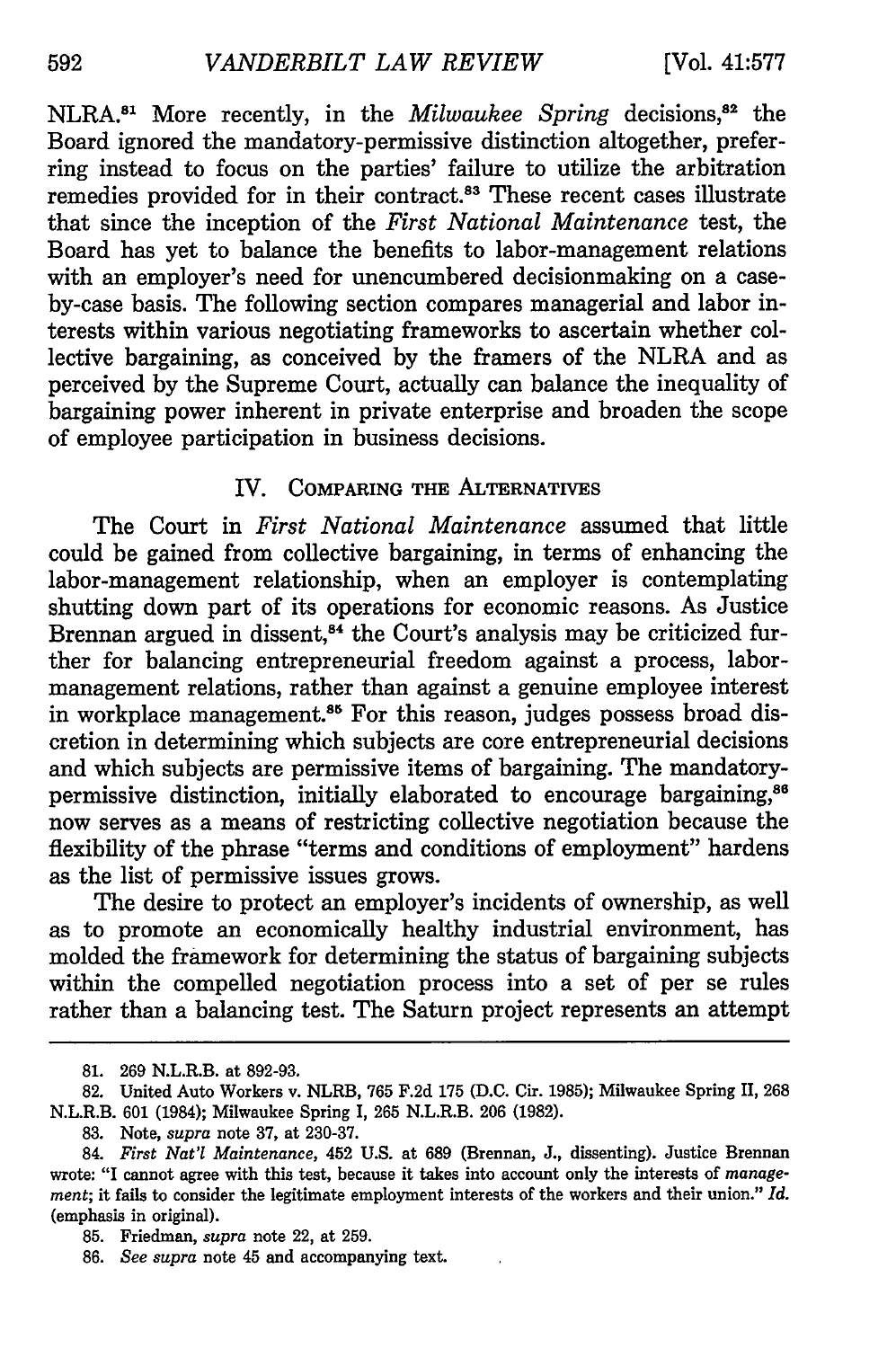NLRA.[81] More recently, in the *Milwaukee Spring* decisions,[82] the Board ignored the mandatory-permissive distinction altogether, preferring instead to focus on the parties' failure to utilize the arbitration remedies provided for in their contract.[83] These recent cases illustrate that since the inception of the *First National Maintenance* test, the Board has yet to balance the benefits to labor-management relations with an employer's need for unencumbered decisionmaking on a case-by-case basis. The following section compares managerial and labor interests within various negotiating frameworks to ascertain whether collective bargaining, as conceived by the framers of the NLRA and as perceived by the Supreme Court, actually can balance the inequality of bargaining power inherent in private enterprise and broaden the scope of employee participation in business decisions.

## IV. Comparing the Alternatives

The Court in *First National Maintenance* assumed that little could be gained from collective bargaining, in terms of enhancing the labor-management relationship, when an employer is contemplating shutting down part of its operations for economic reasons. As Justice Brennan argued in dissent,[84] the Court's analysis may be criticized further for balancing entrepreneurial freedom against a process, labor-management relations, rather than against a genuine employee interest in workplace management.[85] For this reason, judges possess broad discretion in determining which subjects are core entrepreneurial decisions and which subjects are permissive items of bargaining. The mandatory-permissive distinction, initially elaborated to encourage bargaining,[86] now serves as a means of restricting collective negotiation because the flexibility of the phrase "terms and conditions of employment" hardens as the list of permissive issues grows.

The desire to protect an employer's incidents of ownership, as well as to promote an economically healthy industrial environment, has molded the framework for determining the status of bargaining subjects within the compelled negotiation process into a set of per se rules rather than a balancing test. The Saturn project represents an attempt

---

81. 269 N.L.R.B. at 892-93.

82. United Auto Workers v. NLRB, 765 F.2d 175 (D.C. Cir. 1985); Milwaukee Spring II, 268 N.L.R.B. 601 (1984); Milwaukee Spring I, 265 N.L.R.B. 206 (1982).

83. Note, *supra* note 37, at 230-37.

84. *First Nat'l Maintenance*, 452 U.S. at 689 (Brennan, J., dissenting). Justice Brennan wrote: "I cannot agree with this test, because it takes into account only the interests of *management*; it fails to consider the legitimate employment interests of the workers and their union." *Id.* (emphasis in original).

85. Friedman, *supra* note 22, at 259.

86. *See supra* note 45 and accompanying text.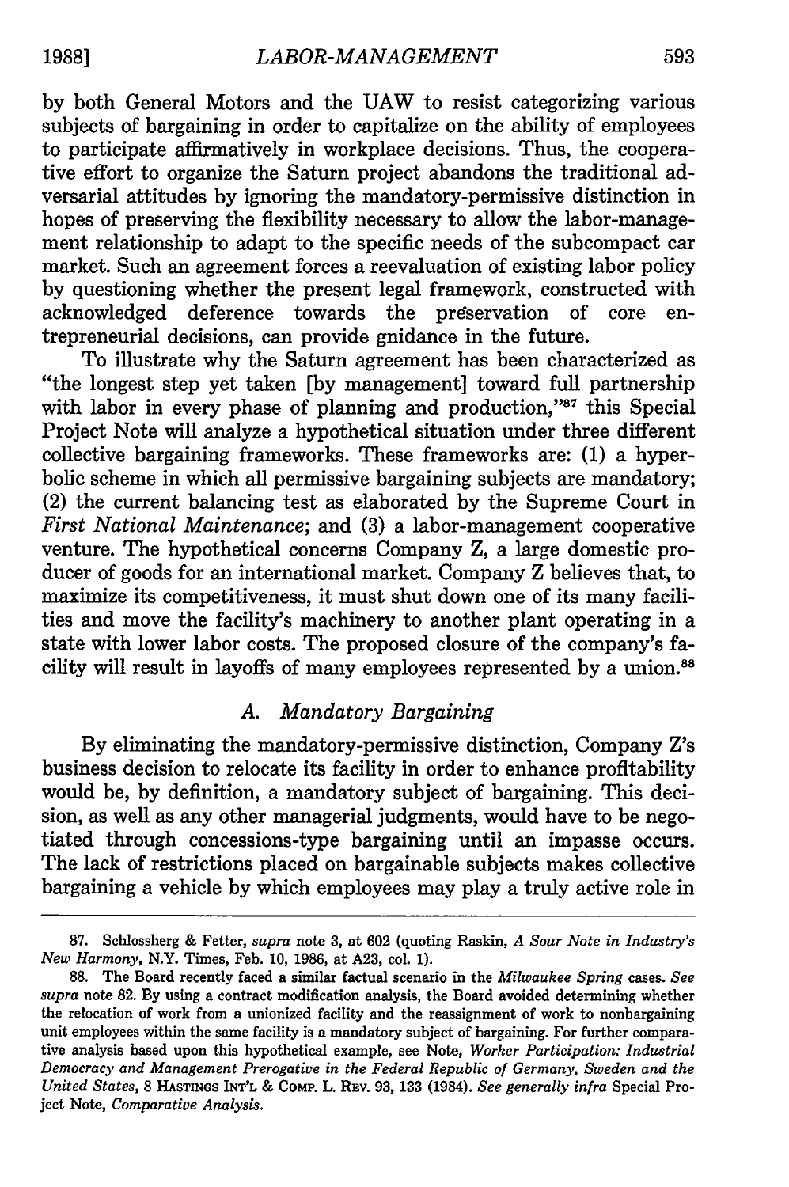by both General Motors and the UAW to resist categorizing various subjects of bargaining in order to capitalize on the ability of employees to participate affirmatively in workplace decisions. Thus, the cooperative effort to organize the Saturn project abandons the traditional adversarial attitudes by ignoring the mandatory-permissive distinction in hopes of preserving the flexibility necessary to allow the labor-management relationship to adapt to the specific needs of the subcompact car market. Such an agreement forces a reevaluation of existing labor policy by questioning whether the present legal framework, constructed with acknowledged deference towards the preservation of core entrepreneurial decisions, can provide gnidance in the future.

To illustrate why the Saturn agreement has been characterized as "the longest step yet taken [by management] toward full partnership with labor in every phase of planning and production,"[87] this Special Project Note will analyze a hypothetical situation under three different collective bargaining frameworks. These frameworks are: (1) a hyperbolic scheme in which all permissive bargaining subjects are mandatory; (2) the current balancing test as elaborated by the Supreme Court in *First National Maintenance*; and (3) a labor-management cooperative venture. The hypothetical concerns Company Z, a large domestic producer of goods for an international market. Company Z believes that, to maximize its competitiveness, it must shut down one of its many facilities and move the facility's machinery to another plant operating in a state with lower labor costs. The proposed closure of the company's facility will result in layoffs of many employees represented by a union.[88]

### *A. Mandatory Bargaining*

By eliminating the mandatory-permissive distinction, Company Z's business decision to relocate its facility in order to enhance profitability would be, by definition, a mandatory subject of bargaining. This decision, as well as any other managerial judgments, would have to be negotiated through concessions-type bargaining until an impasse occurs. The lack of restrictions placed on bargainable subjects makes collective bargaining a vehicle by which employees may play a truly active role in

---

87. Schlossberg & Fetter, *supra* note 3, at 602 (quoting Raskin, *A Sour Note in Industry's New Harmony*, N.Y. Times, Feb. 10, 1986, at A23, col. 1).

88. The Board recently faced a similar factual scenario in the *Milwaukee Spring* cases. *See supra* note 82. By using a contract modification analysis, the Board avoided determining whether the relocation of work from a unionized facility and the reassignment of work to nonbargaining unit employees within the same facility is a mandatory subject of bargaining. For further comparative analysis based upon this hypothetical example, see Note, *Worker Participation: Industrial Democracy and Management Prerogative in the Federal Republic of Germany, Sweden and the United States*, 8 HASTINGS INT'L & COMP. L. REV. 93, 133 (1984). *See generally infra* Special Project Note, *Comparative Analysis*.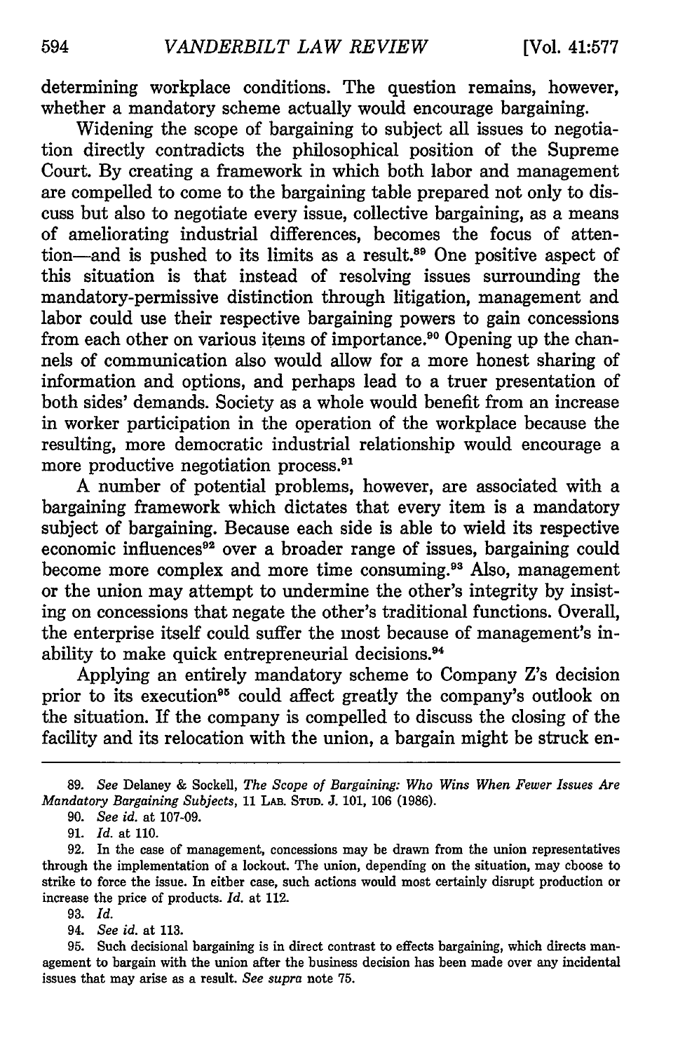determining workplace conditions. The question remains, however, whether a mandatory scheme actually would encourage bargaining.

Widening the scope of bargaining to subject all issues to negotiation directly contradicts the philosophical position of the Supreme Court. By creating a framework in which both labor and management are compelled to come to the bargaining table prepared not only to discuss but also to negotiate every issue, collective bargaining, as a means of ameliorating industrial differences, becomes the focus of attention—and is pushed to its limits as a result.[89] One positive aspect of this situation is that instead of resolving issues surrounding the mandatory-permissive distinction through litigation, management and labor could use their respective bargaining powers to gain concessions from each other on various items of importance.[90] Opening up the channels of communication also would allow for a more honest sharing of information and options, and perhaps lead to a truer presentation of both sides' demands. Society as a whole would benefit from an increase in worker participation in the operation of the workplace because the resulting, more democratic industrial relationship would encourage a more productive negotiation process.[91]

A number of potential problems, however, are associated with a bargaining framework which dictates that every item is a mandatory subject of bargaining. Because each side is able to wield its respective economic influences[92] over a broader range of issues, bargaining could become more complex and more time consuming.[93] Also, management or the union may attempt to undermine the other's integrity by insisting on concessions that negate the other's traditional functions. Overall, the enterprise itself could suffer the most because of management's inability to make quick entrepreneurial decisions.[94]

Applying an entirely mandatory scheme to Company Z's decision prior to its execution[95] could affect greatly the company's outlook on the situation. If the company is compelled to discuss the closing of the facility and its relocation with the union, a bargain might be struck en-

---

89. *See* Delaney & Sockell, *The Scope of Bargaining: Who Wins When Fewer Issues Are Mandatory Bargaining Subjects*, 11 LAB. STUD. J. 101, 106 (1986).

90. *See id.* at 107-09.

91. *Id.* at 110.

92. In the case of management, concessions may be drawn from the union representatives through the implementation of a lockout. The union, depending on the situation, may choose to strike to force the issue. In either case, such actions would most certainly disrupt production or increase the price of products. *Id.* at 112.

93. *Id.*

94. *See id.* at 113.

95. Such decisional bargaining is in direct contrast to effects bargaining, which directs management to bargain with the union after the business decision has been made over any incidental issues that may arise as a result. *See supra* note 75.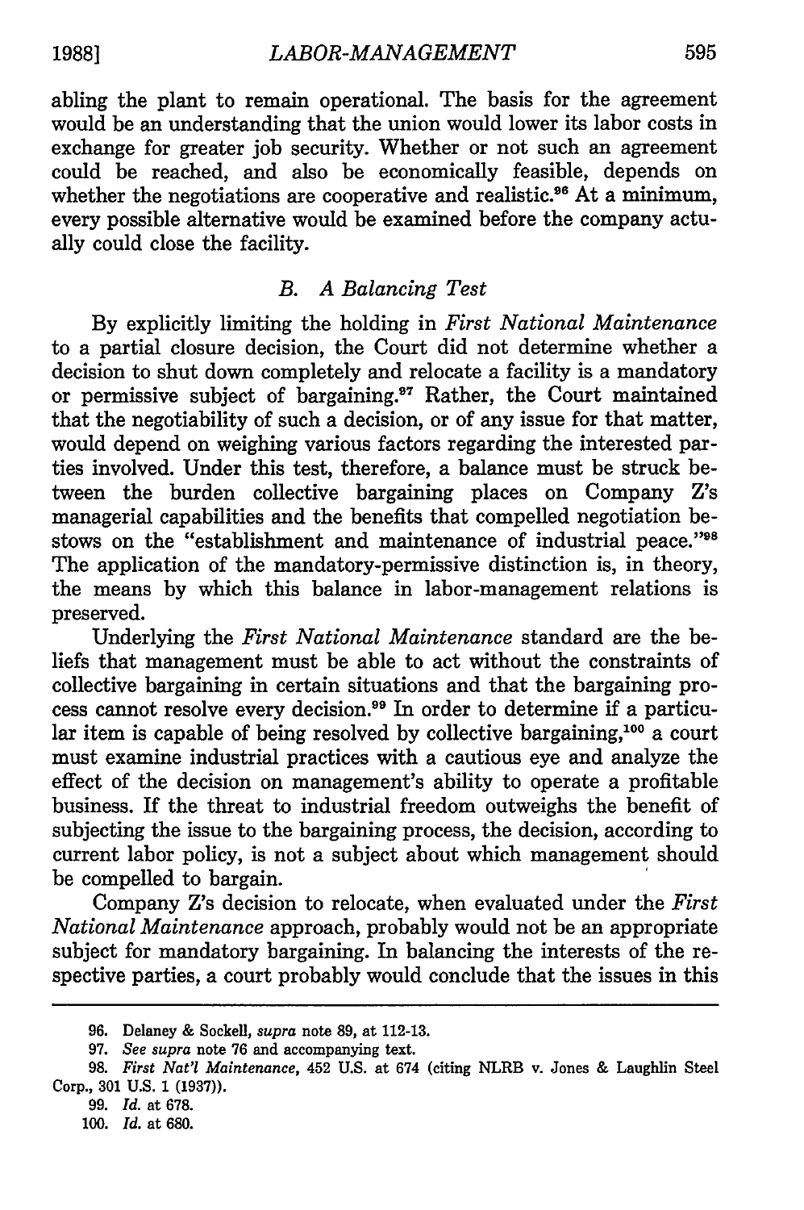abling the plant to remain operational. The basis for the agreement would be an understanding that the union would lower its labor costs in exchange for greater job security. Whether or not such an agreement could be reached, and also be economically feasible, depends on whether the negotiations are cooperative and realistic.[96] At a minimum, every possible alternative would be examined before the company actually could close the facility.

### B. A Balancing Test

By explicitly limiting the holding in *First National Maintenance* to a partial closure decision, the Court did not determine whether a decision to shut down completely and relocate a facility is a mandatory or permissive subject of bargaining.[97] Rather, the Court maintained that the negotiability of such a decision, or of any issue for that matter, would depend on weighing various factors regarding the interested parties involved. Under this test, therefore, a balance must be struck between the burden collective bargaining places on Company Z's managerial capabilities and the benefits that compelled negotiation bestows on the "establishment and maintenance of industrial peace."[98] The application of the mandatory-permissive distinction is, in theory, the means by which this balance in labor-management relations is preserved.

Underlying the *First National Maintenance* standard are the beliefs that management must be able to act without the constraints of collective bargaining in certain situations and that the bargaining process cannot resolve every decision.[99] In order to determine if a particular item is capable of being resolved by collective bargaining,[100] a court must examine industrial practices with a cautious eye and analyze the effect of the decision on management's ability to operate a profitable business. If the threat to industrial freedom outweighs the benefit of subjecting the issue to the bargaining process, the decision, according to current labor policy, is not a subject about which management should be compelled to bargain.

Company Z's decision to relocate, when evaluated under the *First National Maintenance* approach, probably would not be an appropriate subject for mandatory bargaining. In balancing the interests of the respective parties, a court probably would conclude that the issues in this

---

96. Delaney & Sockell, *supra* note 89, at 112-13.

97. *See supra* note 76 and accompanying text.

98. *First Nat'l Maintenance*, 452 U.S. at 674 (citing NLRB v. Jones & Laughlin Steel Corp., 301 U.S. 1 (1937)).

99. *Id.* at 678.

100. *Id.* at 680.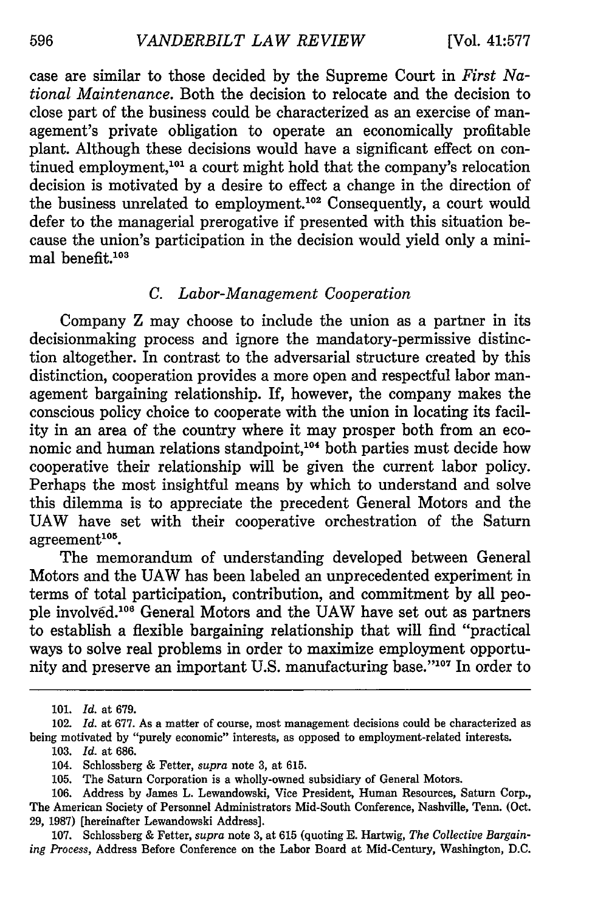case are similar to those decided by the Supreme Court in *First National Maintenance*. Both the decision to relocate and the decision to close part of the business could be characterized as an exercise of management's private obligation to operate an economically profitable plant. Although these decisions would have a significant effect on continued employment,[101] a court might hold that the company's relocation decision is motivated by a desire to effect a change in the direction of the business unrelated to employment.[102] Consequently, a court would defer to the managerial prerogative if presented with this situation because the union's participation in the decision would yield only a minimal benefit.[103]

### C. *Labor-Management Cooperation*

Company Z may choose to include the union as a partner in its decisionmaking process and ignore the mandatory-permissive distinction altogether. In contrast to the adversarial structure created by this distinction, cooperation provides a more open and respectful labor management bargaining relationship. If, however, the company makes the conscious policy choice to cooperate with the union in locating its facility in an area of the country where it may prosper both from an economic and human relations standpoint,[104] both parties must decide how cooperative their relationship will be given the current labor policy. Perhaps the most insightful means by which to understand and solve this dilemma is to appreciate the precedent General Motors and the UAW have set with their cooperative orchestration of the Saturn agreement[105].

The memorandum of understanding developed between General Motors and the UAW has been labeled an unprecedented experiment in terms of total participation, contribution, and commitment by all people involved.[106] General Motors and the UAW have set out as partners to establish a flexible bargaining relationship that will find "practical ways to solve real problems in order to maximize employment opportunity and preserve an important U.S. manufacturing base."[107] In order to

---

101. *Id.* at 679.

102. *Id.* at 677. As a matter of course, most management decisions could be characterized as being motivated by "purely economic" interests, as opposed to employment-related interests.

103. *Id.* at 686.

104. Schlossberg & Fetter, *supra* note 3, at 615.

105. The Saturn Corporation is a wholly-owned subsidiary of General Motors.

106. Address by James L. Lewandowski, Vice President, Human Resources, Saturn Corp., The American Society of Personnel Administrators Mid-South Conference, Nashville, Tenn. (Oct. 29, 1987) [hereinafter Lewandowski Address].

107. Schlossberg & Fetter, *supra* note 3, at 615 (quoting E. Hartwig, *The Collective Bargaining Process*, Address Before Conference on the Labor Board at Mid-Century, Washington, D.C.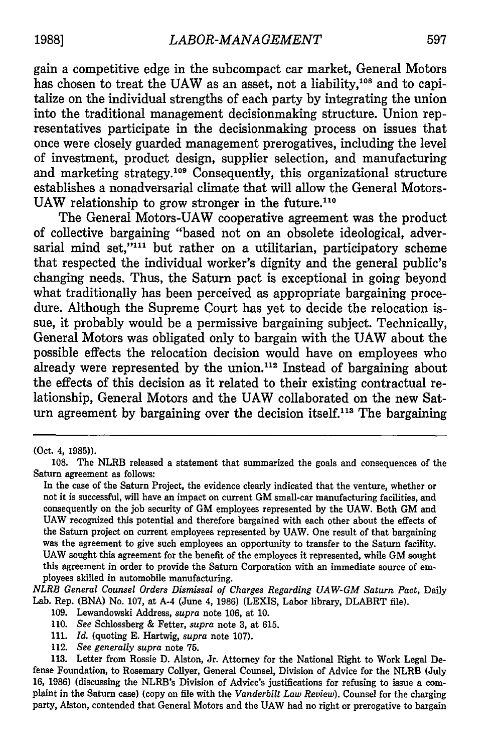gain a competitive edge in the subcompact car market, General Motors has chosen to treat the UAW as an asset, not a liability,[108] and to capitalize on the individual strengths of each party by integrating the union into the traditional management decisionmaking structure. Union representatives participate in the decisionmaking process on issues that once were closely guarded management prerogatives, including the level of investment, product design, supplier selection, and manufacturing and marketing strategy.[109] Consequently, this organizational structure establishes a nonadversarial climate that will allow the General Motors-UAW relationship to grow stronger in the future.[110]

The General Motors-UAW cooperative agreement was the product of collective bargaining "based not on an obsolete ideological, adversarial mind set,"[111] but rather on a utilitarian, participatory scheme that respected the individual worker's dignity and the general public's changing needs. Thus, the Saturn pact is exceptional in going beyond what traditionally has been perceived as appropriate bargaining procedure. Although the Supreme Court has yet to decide the relocation issue, it probably would be a permissive bargaining subject. Technically, General Motors was obligated only to bargain with the UAW about the possible effects the relocation decision would have on employees who already were represented by the union.[112] Instead of bargaining about the effects of this decision as it related to their existing contractual relationship, General Motors and the UAW collaborated on the new Saturn agreement by bargaining over the decision itself.[113] The bargaining

---

(Oct. 4, 1985)).

108. The NLRB released a statement that summarized the goals and consequences of the Saturn agreement as follows:

In the case of the Saturn Project, the evidence clearly indicated that the venture, whether or not it is successful, will have an impact on current GM small-car manufacturing facilities, and consequently on the job security of GM employees represented by the UAW. Both GM and UAW recognized this potential and therefore bargained with each other about the effects of the Saturn project on current employees represented by UAW. One result of that bargaining was the agreement to give such employees an opportunity to transfer to the Saturn facility. UAW sought this agreement for the benefit of the employees it represented, while GM sought this agreement in order to provide the Saturn Corporation with an immediate source of employees skilled in automobile manufacturing.

*NLRB General Counsel Orders Dismissal of Charges Regarding UAW-GM Saturn Pact*, Daily Lab. Rep. (BNA) No. 107, at A-4 (June 4, 1986) (LEXIS, Labor library, DLABRT file).

109. Lewandowski Address, *supra* note 106, at 10.

110. *See* Schlossberg & Fetter, *supra* note 3, at 615.

111. *Id.* (quoting E. Hartwig, *supra* note 107).

112. *See generally supra* note 75.

113. Letter from Rossie D. Alston, Jr. Attorney for the National Right to Work Legal Defense Foundation, to Rosemary Collyer, General Counsel, Division of Advice for the NLRB (July 16, 1986) (discussing the NLRB's Division of Advice's justifications for refusing to issue a complaint in the Saturn case) (copy on file with the *Vanderbilt Law Review*). Counsel for the charging party, Alston, contended that General Motors and the UAW had no right or prerogative to bargain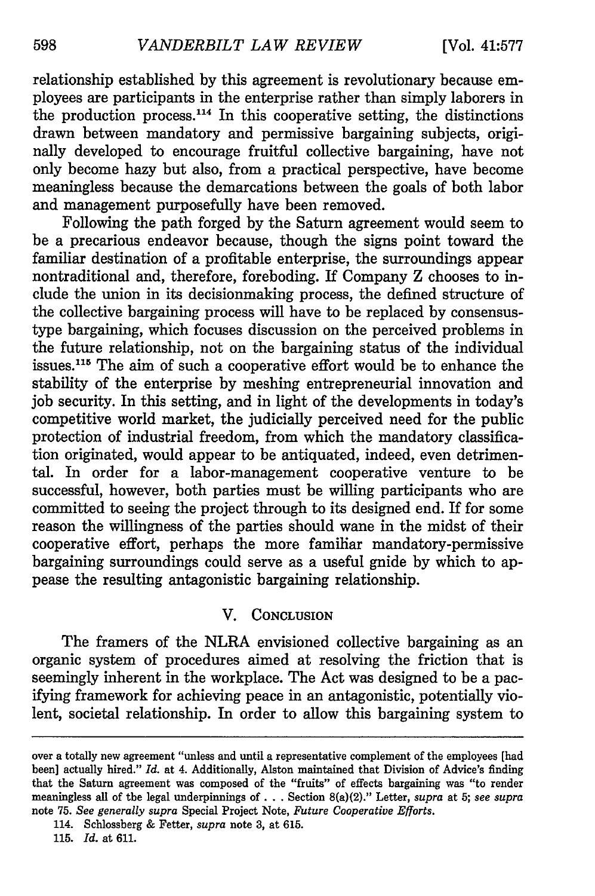relationship established by this agreement is revolutionary because employees are participants in the enterprise rather than simply laborers in the production process.[114] In this cooperative setting, the distinctions drawn between mandatory and permissive bargaining subjects, originally developed to encourage fruitful collective bargaining, have not only become hazy but also, from a practical perspective, have become meaningless because the demarcations between the goals of both labor and management purposefully have been removed.

Following the path forged by the Saturn agreement would seem to be a precarious endeavor because, though the signs point toward the familiar destination of a profitable enterprise, the surroundings appear nontraditional and, therefore, foreboding. If Company Z chooses to include the union in its decisionmaking process, the defined structure of the collective bargaining process will have to be replaced by consensus-type bargaining, which focuses discussion on the perceived problems in the future relationship, not on the bargaining status of the individual issues.[115] The aim of such a cooperative effort would be to enhance the stability of the enterprise by meshing entrepreneurial innovation and job security. In this setting, and in light of the developments in today's competitive world market, the judicially perceived need for the public protection of industrial freedom, from which the mandatory classification originated, would appear to be antiquated, indeed, even detrimental. In order for a labor-management cooperative venture to be successful, however, both parties must be willing participants who are committed to seeing the project through to its designed end. If for some reason the willingness of the parties should wane in the midst of their cooperative effort, perhaps the more familiar mandatory-permissive bargaining surroundings could serve as a useful guide by which to appease the resulting antagonistic bargaining relationship.

## V. Conclusion

The framers of the NLRA envisioned collective bargaining as an organic system of procedures aimed at resolving the friction that is seemingly inherent in the workplace. The Act was designed to be a pacifying framework for achieving peace in an antagonistic, potentially violent, societal relationship. In order to allow this bargaining system to

---

over a totally new agreement "unless and until a representative complement of the employees [had been] actually hired." *Id.* at 4. Additionally, Alston maintained that Division of Advice's finding that the Saturn agreement was composed of the "fruits" of effects bargaining was "to render meaningless all of the legal underpinnings of . . . Section 8(a)(2)." Letter, *supra* at 5; *see supra* note 75. *See generally supra* Special Project Note, *Future Cooperative Efforts.*

114. Schlossberg & Fetter, *supra* note 3, at 615.

115. *Id.* at 611.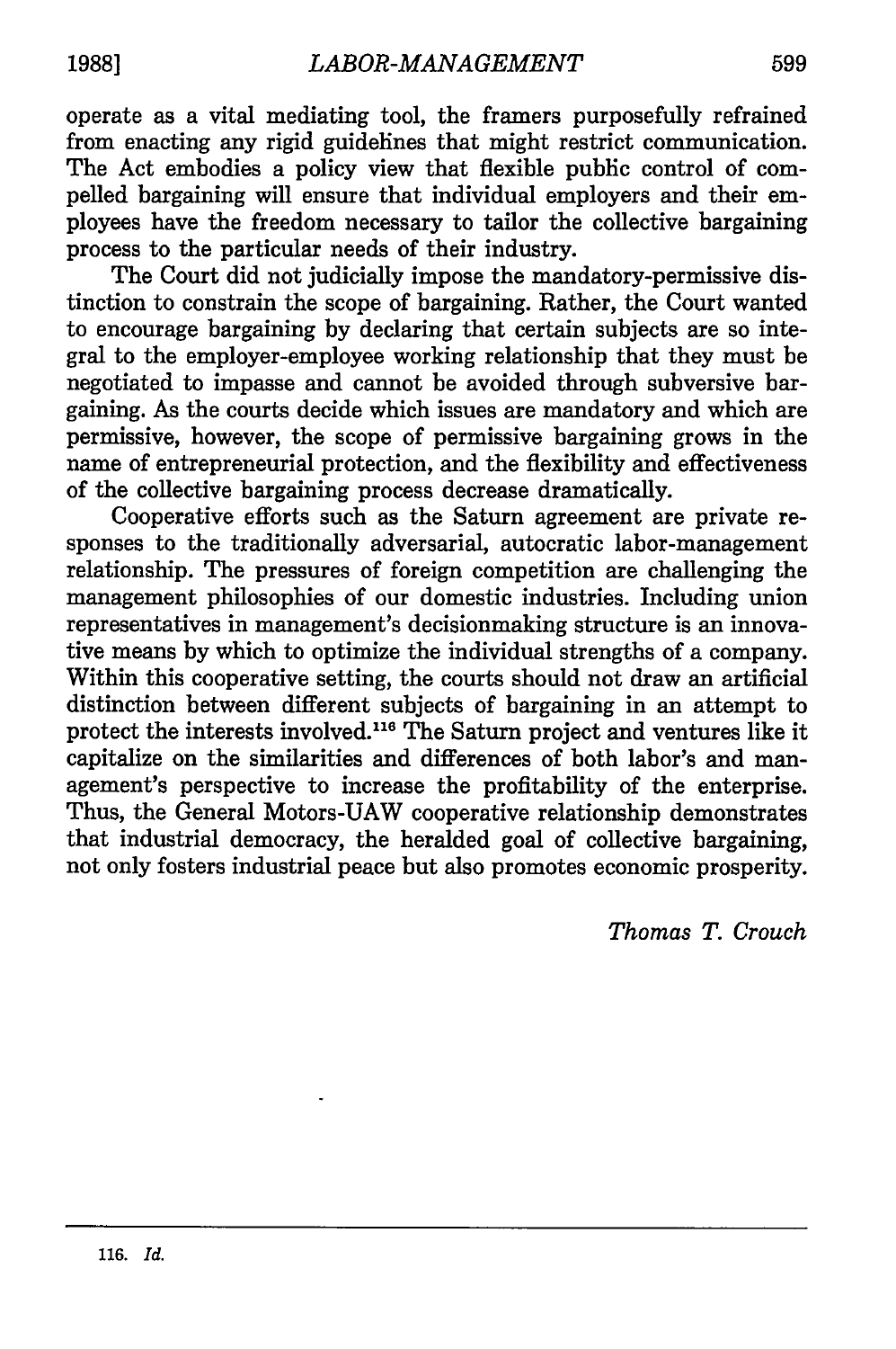operate as a vital mediating tool, the framers purposefully refrained from enacting any rigid guidelines that might restrict communication. The Act embodies a policy view that flexible public control of compelled bargaining will ensure that individual employers and their employees have the freedom necessary to tailor the collective bargaining process to the particular needs of their industry.

The Court did not judicially impose the mandatory-permissive distinction to constrain the scope of bargaining. Rather, the Court wanted to encourage bargaining by declaring that certain subjects are so integral to the employer-employee working relationship that they must be negotiated to impasse and cannot be avoided through subversive bargaining. As the courts decide which issues are mandatory and which are permissive, however, the scope of permissive bargaining grows in the name of entrepreneurial protection, and the flexibility and effectiveness of the collective bargaining process decrease dramatically.

Cooperative efforts such as the Saturn agreement are private responses to the traditionally adversarial, autocratic labor-management relationship. The pressures of foreign competition are challenging the management philosophies of our domestic industries. Including union representatives in management's decisionmaking structure is an innovative means by which to optimize the individual strengths of a company. Within this cooperative setting, the courts should not draw an artificial distinction between different subjects of bargaining in an attempt to protect the interests involved.[116] The Saturn project and ventures like it capitalize on the similarities and differences of both labor's and management's perspective to increase the profitability of the enterprise. Thus, the General Motors-UAW cooperative relationship demonstrates that industrial democracy, the heralded goal of collective bargaining, not only fosters industrial peace but also promotes economic prosperity.

*Thomas T. Crouch*

---

116. *Id.*